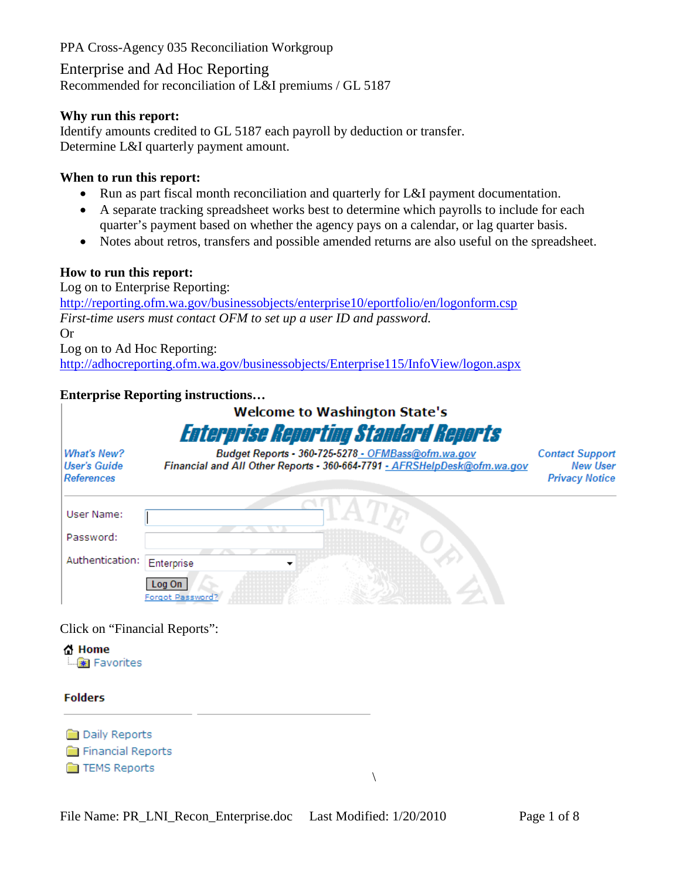PPA Cross-Agency 035 Reconciliation Workgroup

# Enterprise and Ad Hoc Reporting

Recommended for reconciliation of L&I premiums / GL 5187

**Why run this report:**

Identify amounts credited to GL 5187 each payroll by deduction or transfer.
Determine L&I quarterly payment amount.

**When to run this report:**

- Run as part fiscal month reconciliation and quarterly for L&I payment documentation.
- A separate tracking spreadsheet works best to determine which payrolls to include for each quarter's payment based on whether the agency pays on a calendar, or lag quarter basis.
- Notes about retros, transfers and possible amended returns are also useful on the spreadsheet.

**How to run this report:**

Log on to Enterprise Reporting:
http://reporting.ofm.wa.gov/businessobjects/enterprise10/eportfolio/en/logonform.csp
*First-time users must contact OFM to set up a user ID and password.*
Or
Log on to Ad Hoc Reporting:
http://adhocreporting.ofm.wa.gov/businessobjects/Enterprise115/InfoView/logon.aspx

**Enterprise Reporting instructions…**

Welcome to Washington State's
Enterprise Reporting Standard Reports

What's New?
User's Guide
References

Budget Reports - 360-725-5278 - OFMBass@ofm.wa.gov
Financial and All Other Reports - 360-664-7791 - AFRSHelpDesk@ofm.wa.gov

Contact Support
New User
Privacy Notice

User Name:
Password:
Authentication: Enterprise
Log On
Forgot Password?

Click on "Financial Reports":

Home
Favorites

Folders

Daily Reports
Financial Reports
TEMS Reports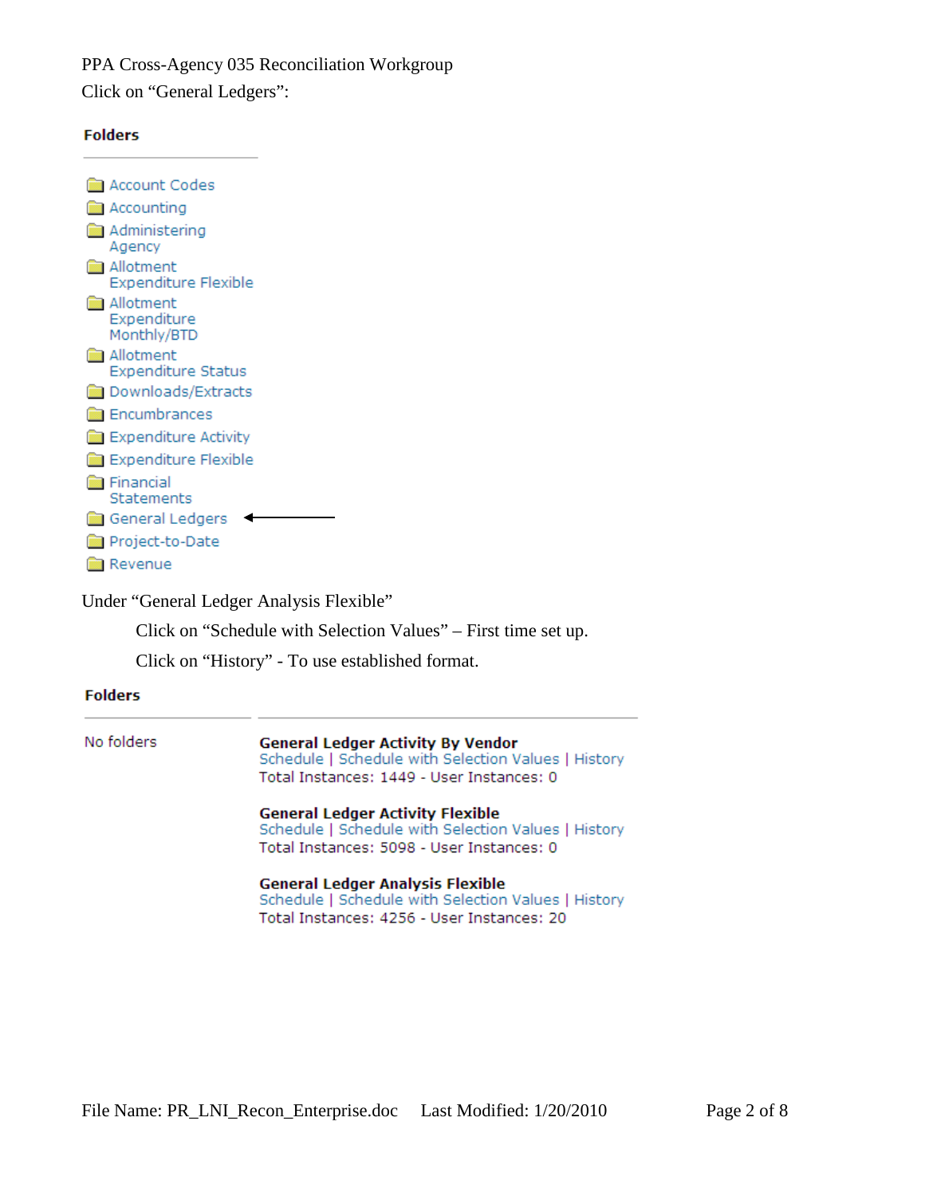Click on “General Ledgers”:

**Folders**

- Account Codes
- Accounting
- Administering Agency
- Allotment Expenditure Flexible
- Allotment Expenditure Monthly/BTD
- Allotment Expenditure Status
- Downloads/Extracts
- Encumbrances
- Expenditure Activity
- Expenditure Flexible
- Financial Statements
- General Ledgers ←
- Project-to-Date
- Revenue

Under “General Ledger Analysis Flexible”

Click on “Schedule with Selection Values” – First time set up.

Click on “History” - To use established format.

**Folders**

No folders

**General Ledger Activity By Vendor**
Schedule | Schedule with Selection Values | History
Total Instances: 1449 - User Instances: 0

**General Ledger Activity Flexible**
Schedule | Schedule with Selection Values | History
Total Instances: 5098 - User Instances: 0

**General Ledger Analysis Flexible**
Schedule | Schedule with Selection Values | History
Total Instances: 4256 - User Instances: 20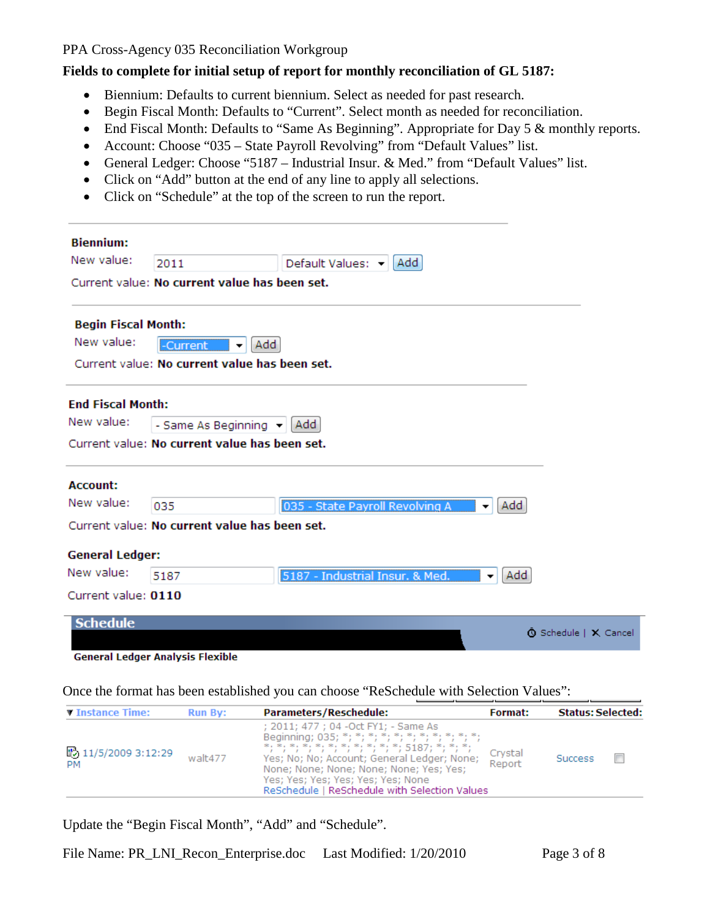**Fields to complete for initial setup of report for monthly reconciliation of GL 5187:**

- Biennium: Defaults to current biennium. Select as needed for past research.
- Begin Fiscal Month: Defaults to "Current". Select month as needed for reconciliation.
- End Fiscal Month: Defaults to "Same As Beginning". Appropriate for Day 5 & monthly reports.
- Account: Choose "035 – State Payroll Revolving" from "Default Values" list.
- General Ledger: Choose "5187 – Industrial Insur. & Med." from "Default Values" list.
- Click on "Add" button at the end of any line to apply all selections.
- Click on "Schedule" at the top of the screen to run the report.

**Biennium:**
New value: 2011 | Default Values: | Add
Current value: **No current value has been set.**

**Begin Fiscal Month:**
New value: -Current | Add
Current value: **No current value has been set.**

**End Fiscal Month:**
New value: - Same As Beginning | Add
Current value: **No current value has been set.**

**Account:**
New value: 035 | 035 - State Payroll Revolving A | Add
Current value: **No current value has been set.**

**General Ledger:**
New value: 5187 | 5187 - Industrial Insur. & Med. | Add
Current value: **0110**

**Schedule** — Schedule | Cancel

**General Ledger Analysis Flexible**

Once the format has been established you can choose "ReSchedule with Selection Values":

| Instance Time: | Run By: | Parameters/Reschedule: | Format: | Status: | Selected: |
|---|---|---|---|---|---|
| 11/5/2009 3:12:29 PM | walt477 | ; 2011; 477 ; 04 -Oct FY1; - Same As Beginning; 035; *; *; *; *; *; *; *; *; *; *; *; *; *; *; *; *; *; *; *; *; *; *; *; 5187; *; *; *; Yes; No; No; Account; General Ledger; None; None; None; None; None; None; Yes; Yes; Yes; Yes; Yes; Yes; Yes; Yes; None<br>ReSchedule \| ReSchedule with Selection Values | Crystal Report | Success | ☐ |

Update the "Begin Fiscal Month", "Add" and "Schedule".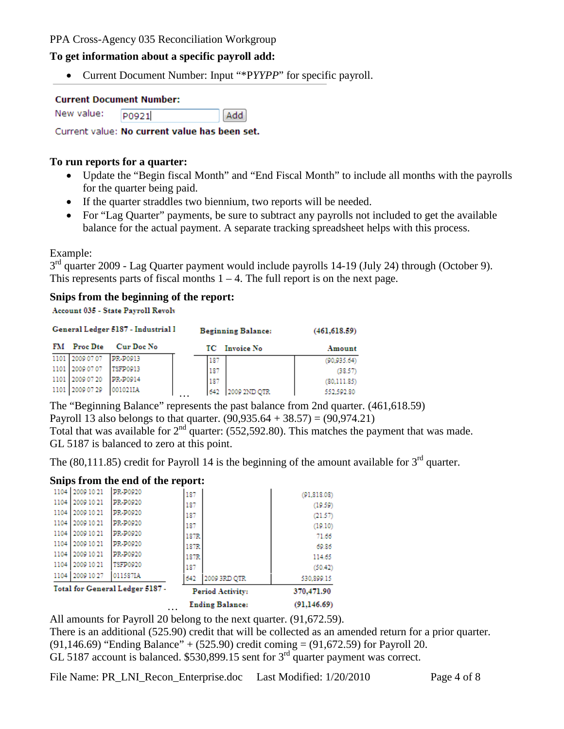**To get information about a specific payroll add:**

- Current Document Number: Input "*P*YYPP*" for specific payroll.

**Current Document Number:**

New value: P0921 [Add]

Current value: **No current value has been set.**

**To run reports for a quarter:**

- Update the "Begin fiscal Month" and "End Fiscal Month" to include all months with the payrolls for the quarter being paid.
- If the quarter straddles two biennium, two reports will be needed.
- For "Lag Quarter" payments, be sure to subtract any payrolls not included to get the available balance for the actual payment. A separate tracking spreadsheet helps with this process.

Example:
3rd quarter 2009 - Lag Quarter payment would include payrolls 14-19 (July 24) through (October 9). This represents parts of fiscal months 1 – 4. The full report is on the next page.

**Snips from the beginning of the report:**

**Account 035 - State Payroll Revolv**

**General Ledger 5187 - Industrial I** &nbsp;&nbsp;&nbsp; **Beginning Balance:** &nbsp;&nbsp;&nbsp; **(461,618.59)**

| FM | Proc Dte | Cur Doc No | … | TC | Invoice No | Amount |
|---|---|---|---|---|---|---|
| 1101 | 2009 07 07 | PR-P0913 | | 187 | | (90,935.64) |
| 1101 | 2009 07 07 | TSFP0913 | | 187 | | (38.57) |
| 1101 | 2009 07 20 | PR-P0914 | | 187 | | (80,111.85) |
| 1101 | 2009 07 29 | 001021IA | | 642 | 2009 2ND QTR | 552,592.80 |

The "Beginning Balance" represents the past balance from 2nd quarter. (461,618.59)
Payroll 13 also belongs to that quarter. (90,935.64 + 38.57) = (90,974.21)
Total that was available for 2nd quarter: (552,592.80). This matches the payment that was made.
GL 5187 is balanced to zero at this point.

The (80,111.85) credit for Payroll 14 is the beginning of the amount available for 3rd quarter.

**Snips from the end of the report:**

| FM | Proc Dte | Cur Doc No | … | TC | Invoice No | Amount |
|---|---|---|---|---|---|---|
| 1104 | 2009 10 21 | PR-P0920 | | 187 | | (91,818.08) |
| 1104 | 2009 10 21 | PR-P0920 | | 187 | | (19.59) |
| 1104 | 2009 10 21 | PR-P0920 | | 187 | | (21.57) |
| 1104 | 2009 10 21 | PR-P0920 | | 187 | | (19.10) |
| 1104 | 2009 10 21 | PR-P0920 | | 187R | | 71.66 |
| 1104 | 2009 10 21 | PR-P0920 | | 187R | | 69.86 |
| 1104 | 2009 10 21 | PR-P0920 | | 187R | | 114.65 |
| 1104 | 2009 10 21 | TSFP0920 | | 187 | | (50.42) |
| 1104 | 2009 10 27 | 011587IA | | 642 | 2009 3RD QTR | 530,899.15 |
| **Total for General Ledger 5187 -** | | | | **Period Activity:** | | **370,471.90** |
| | | | … | **Ending Balance:** | | **(91,146.69)** |

All amounts for Payroll 20 belong to the next quarter. (91,672.59).
There is an additional (525.90) credit that will be collected as an amended return for a prior quarter.
(91,146.69) "Ending Balance" + (525.90) credit coming = (91,672.59) for Payroll 20.
GL 5187 account is balanced. $530,899.15 sent for 3rd quarter payment was correct.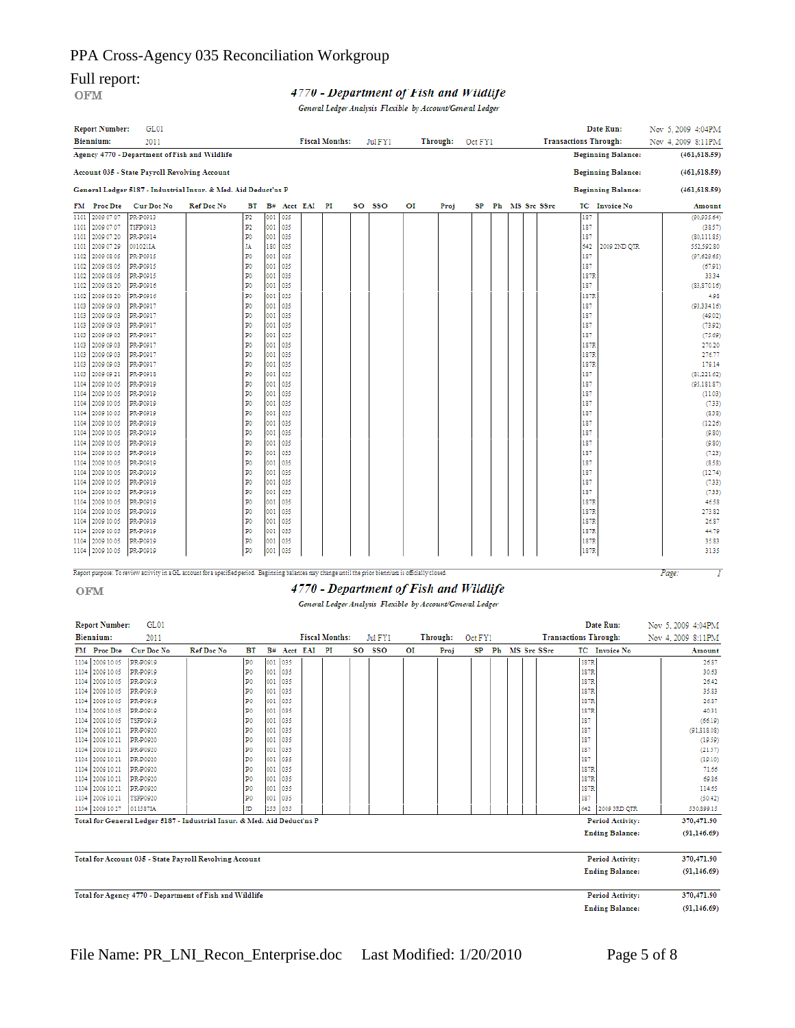# PPA Cross-Agency 035 Reconciliation Workgroup

Full report:

OFM

***4770 - Department of Fish and Wildlife***

*General Ledger Analysis Flexible by Account/General Ledger*

**Report Number:** GL01 | **Date Run:** Nov 5, 2009 4:04PM

**Biennium:** 2011 | **Fiscal Months:** Jul FY1 **Through:** Oct FY1 | **Transactions Through:** Nov 4, 2009 8:11PM

**Agency 4770 - Department of Fish and Wildlife** — **Beginning Balance:** (461,618.59)

**Account 035 - State Payroll Revolving Account** — **Beginning Balance:** (461,618.59)

**General Ledger 5187 - Industrial Insur. & Med. Aid Deduct'ns P** — **Beginning Balance:** (461,618.59)

| FM | Proc Dte | Cur Doc No | Ref Doc No | BT | B# | Acct | EAI | PI | SO | SSO | OI | Proj | SP | Ph | MS | Src | SSrc | TC | Invoice No | Amount |
|---|---|---|---|---|---|---|---|---|---|---|---|---|---|---|---|---|---|---|---|---|
| 1101 | 2009 07 07 | PR-P0913 | | P2 | 001 | 035 | | | | | | | | | | | | 187 | | (90,935.64) |
| 1101 | 2009 07 07 | TSFP0913 | | P2 | 001 | 035 | | | | | | | | | | | | 187 | | (38.57) |
| 1101 | 2009 07 20 | PR-P0914 | | P0 | 001 | 035 | | | | | | | | | | | | 187 | | (80,111.85) |
| 1101 | 2009 07 29 | 001021IA | | JA | 180 | 035 | | | | | | | | | | | | 642 | 2009 2ND QTR | 552,592.80 |
| 1102 | 2009 08 05 | PR-P0915 | | P0 | 001 | 035 | | | | | | | | | | | | 187 | | (97,628.65) |
| 1102 | 2009 08 05 | PR-P0915 | | P0 | 001 | 035 | | | | | | | | | | | | 187 | | (67.91) |
| 1102 | 2009 08 05 | PR-P0915 | | P0 | 001 | 035 | | | | | | | | | | | | 187R | | 33.34 |
| 1102 | 2009 08 20 | PR-P0916 | | P0 | 001 | 035 | | | | | | | | | | | | 187 | | (83,870.16) |
| 1102 | 2009 08 20 | PR-P0916 | | P0 | 001 | 035 | | | | | | | | | | | | 187R | | 4.98 |
| 1103 | 2009 09 03 | PR-P0917 | | P0 | 001 | 035 | | | | | | | | | | | | 187 | | (93,334.16) |
| 1103 | 2009 09 03 | PR-P0917 | | P0 | 001 | 035 | | | | | | | | | | | | 187 | | (49.02) |
| 1103 | 2009 09 03 | PR-P0917 | | P0 | 001 | 035 | | | | | | | | | | | | 187 | | (73.92) |
| 1103 | 2009 09 03 | PR-P0917 | | P0 | 001 | 035 | | | | | | | | | | | | 187 | | (73.69) |
| 1103 | 2009 09 03 | PR-P0917 | | P0 | 001 | 035 | | | | | | | | | | | | 187R | | 270.20 |
| 1103 | 2009 09 03 | PR-P0917 | | P0 | 001 | 035 | | | | | | | | | | | | 187R | | 276.77 |
| 1103 | 2009 09 03 | PR-P0917 | | P0 | 001 | 035 | | | | | | | | | | | | 187R | | 178.14 |
| 1103 | 2009 09 21 | PR-P0918 | | P0 | 001 | 035 | | | | | | | | | | | | 187 | | (81,221.62) |
| 1104 | 2009 10 05 | PR-P0919 | | P0 | 001 | 035 | | | | | | | | | | | | 187 | | (93,181.87) |
| 1104 | 2009 10 05 | PR-P0919 | | P0 | 001 | 035 | | | | | | | | | | | | 187 | | (11.03) |
| 1104 | 2009 10 05 | PR-P0919 | | P0 | 001 | 035 | | | | | | | | | | | | 187 | | (7.33) |
| 1104 | 2009 10 05 | PR-P0919 | | P0 | 001 | 035 | | | | | | | | | | | | 187 | | (8.38) |
| 1104 | 2009 10 05 | PR-P0919 | | P0 | 001 | 035 | | | | | | | | | | | | 187 | | (12.26) |
| 1104 | 2009 10 05 | PR-P0919 | | P0 | 001 | 035 | | | | | | | | | | | | 187 | | (9.80) |
| 1104 | 2009 10 05 | PR-P0919 | | P0 | 001 | 035 | | | | | | | | | | | | 187 | | (9.80) |
| 1104 | 2009 10 05 | PR-P0919 | | P0 | 001 | 035 | | | | | | | | | | | | 187 | | (7.23) |
| 1104 | 2009 10 05 | PR-P0919 | | P0 | 001 | 035 | | | | | | | | | | | | 187 | | (8.58) |
| 1104 | 2009 10 05 | PR-P0919 | | P0 | 001 | 035 | | | | | | | | | | | | 187 | | (12.74) |
| 1104 | 2009 10 05 | PR-P0919 | | P0 | 001 | 035 | | | | | | | | | | | | 187 | | (7.33) |
| 1104 | 2009 10 05 | PR-P0919 | | P0 | 001 | 035 | | | | | | | | | | | | 187 | | (7.33) |
| 1104 | 2009 10 05 | PR-P0919 | | P0 | 001 | 035 | | | | | | | | | | | | 187R | | 46.58 |
| 1104 | 2009 10 05 | PR-P0919 | | P0 | 001 | 035 | | | | | | | | | | | | 187R | | 273.82 |
| 1104 | 2009 10 05 | PR-P0919 | | P0 | 001 | 035 | | | | | | | | | | | | 187R | | 26.87 |
| 1104 | 2009 10 05 | PR-P0919 | | P0 | 001 | 035 | | | | | | | | | | | | 187R | | 44.79 |
| 1104 | 2009 10 05 | PR-P0919 | | P0 | 001 | 035 | | | | | | | | | | | | 187R | | 35.83 |
| 1104 | 2009 10 05 | PR-P0919 | | P0 | 001 | 035 | | | | | | | | | | | | 187R | | 31.35 |
| 1104 | 2009 10 05 | PR-P0919 | | P0 | 001 | 035 | | | | | | | | | | | | 187R | | 26.87 |
| 1104 | 2009 10 05 | PR-P0919 | | P0 | 001 | 035 | | | | | | | | | | | | 187R | | 30.53 |
| 1104 | 2009 10 05 | PR-P0919 | | P0 | 001 | 035 | | | | | | | | | | | | 187R | | 26.42 |
| 1104 | 2009 10 05 | PR-P0919 | | P0 | 001 | 035 | | | | | | | | | | | | 187R | | 35.83 |
| 1104 | 2009 10 05 | PR-P0919 | | P0 | 001 | 035 | | | | | | | | | | | | 187R | | 26.87 |
| 1104 | 2009 10 05 | PR-P0919 | | P0 | 001 | 035 | | | | | | | | | | | | 187R | | 40.31 |
| 1104 | 2009 10 05 | TSFP0919 | | P0 | 001 | 035 | | | | | | | | | | | | 187 | | (66.19) |
| 1104 | 2009 10 21 | PR-P0920 | | P0 | 001 | 035 | | | | | | | | | | | | 187 | | (91,318.08) |
| 1104 | 2009 10 21 | PR-P0920 | | P0 | 001 | 035 | | | | | | | | | | | | 187 | | (19.59) |
| 1104 | 2009 10 21 | PR-P0920 | | P0 | 001 | 035 | | | | | | | | | | | | 187 | | (21.57) |
| 1104 | 2009 10 21 | PR-P0920 | | P0 | 001 | 035 | | | | | | | | | | | | 187 | | (19.10) |
| 1104 | 2009 10 21 | PR-P0920 | | P0 | 001 | 035 | | | | | | | | | | | | 187R | | 71.66 |
| 1104 | 2009 10 21 | PR-P0920 | | P0 | 001 | 035 | | | | | | | | | | | | 187R | | 69.86 |
| 1104 | 2009 10 21 | PR-P0920 | | P0 | 001 | 035 | | | | | | | | | | | | 187R | | 114.65 |
| 1104 | 2009 10 21 | TSFP0920 | | P0 | 001 | 035 | | | | | | | | | | | | 187 | | (50.42) |
| 1104 | 2009 10 27 | 011587IA | | JD | 253 | 035 | | | | | | | | | | | | 642 | 2009 3RD QTR | 530,899.15 |

Report purpose: To review activity in a GL account for a specified period. Beginning balances may change until the prior biennium is officially closed.

**Total for General Ledger 5187 - Industrial Insur. & Med. Aid Deduct'ns P** — **Period Activity:** 370,471.90 — **Ending Balance:** (91,146.69)

**Total for Account 035 - State Payroll Revolving Account** — **Period Activity:** 370,471.90 — **Ending Balance:** (91,146.69)

**Total for Agency 4770 - Department of Fish and Wildlife** — **Period Activity:** 370,471.90 — **Ending Balance:** (91,146.69)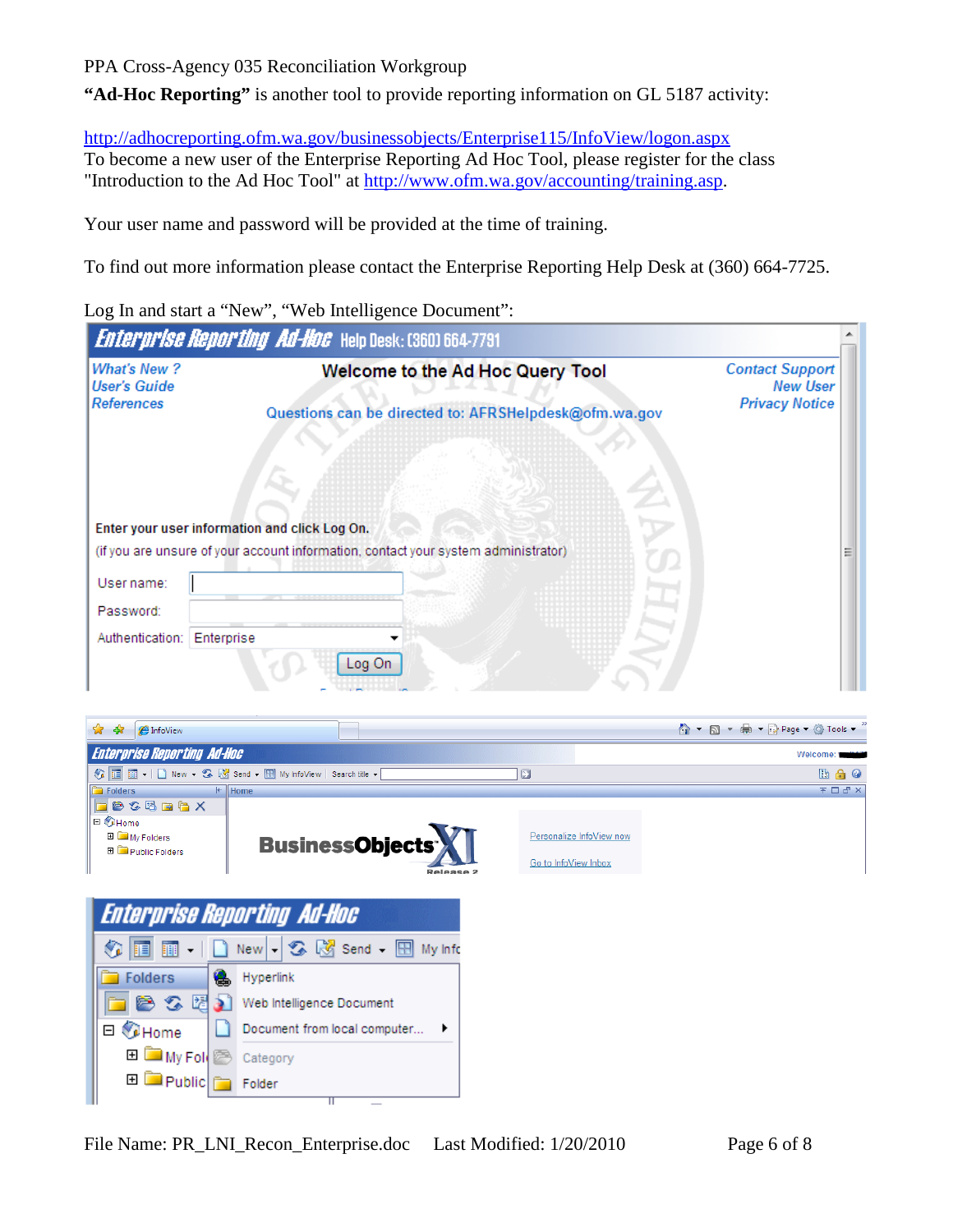PPA Cross-Agency 035 Reconciliation Workgroup

**"Ad-Hoc Reporting"** is another tool to provide reporting information on GL 5187 activity:

http://adhocreporting.ofm.wa.gov/businessobjects/Enterprise115/InfoView/logon.aspx
To become a new user of the Enterprise Reporting Ad Hoc Tool, please register for the class "Introduction to the Ad Hoc Tool" at http://www.ofm.wa.gov/accounting/training.asp.

Your user name and password will be provided at the time of training.

To find out more information please contact the Enterprise Reporting Help Desk at (360) 664-7725.

Log In and start a "New", "Web Intelligence Document":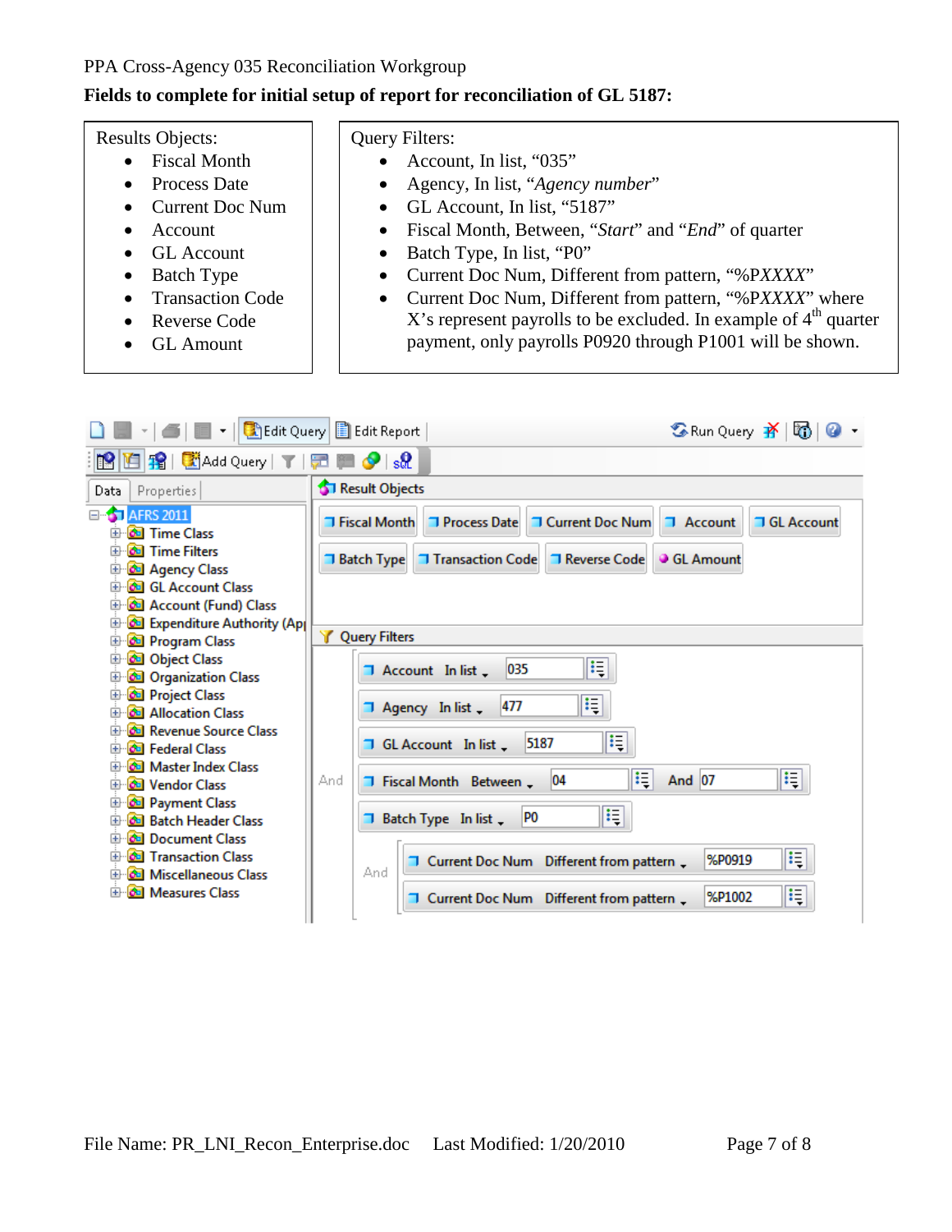PPA Cross-Agency 035 Reconciliation Workgroup

**Fields to complete for initial setup of report for reconciliation of GL 5187:**

Results Objects:

- Fiscal Month
- Process Date
- Current Doc Num
- Account
- GL Account
- Batch Type
- Transaction Code
- Reverse Code
- GL Amount

Query Filters:

- Account, In list, "035"
- Agency, In list, "*Agency number*"
- GL Account, In list, "5187"
- Fiscal Month, Between, "*Start*" and "*End*" of quarter
- Batch Type, In list, "P0"
- Current Doc Num, Different from pattern, "%P*XXXX*"
- Current Doc Num, Different from pattern, "%P*XXXX*" where X's represent payrolls to be excluded. In example of 4th quarter payment, only payrolls P0920 through P1001 will be shown.

Edit Query | Edit Report | Run Query

Add Query

Data | Properties

AFRS 2011
- Time Class
- Time Filters
- Agency Class
- GL Account Class
- Account (Fund) Class
- Expenditure Authority (Ap
- Program Class
- Object Class
- Organization Class
- Project Class
- Allocation Class
- Revenue Source Class
- Federal Class
- Master Index Class
- Vendor Class
- Payment Class
- Batch Header Class
- Document Class
- Transaction Class
- Miscellaneous Class
- Measures Class

Result Objects

Fiscal Month | Process Date | Current Doc Num | Account | GL Account | Batch Type | Transaction Code | Reverse Code | GL Amount

Query Filters

And
- Account In list 035
- Agency In list 477
- GL Account In list 5187
- Fiscal Month Between 04 And 07
- Batch Type In list P0
- And
  - Current Doc Num Different from pattern %P0919
  - Current Doc Num Different from pattern %P1002

File Name: PR_LNI_Recon_Enterprise.doc Last Modified: 1/20/2010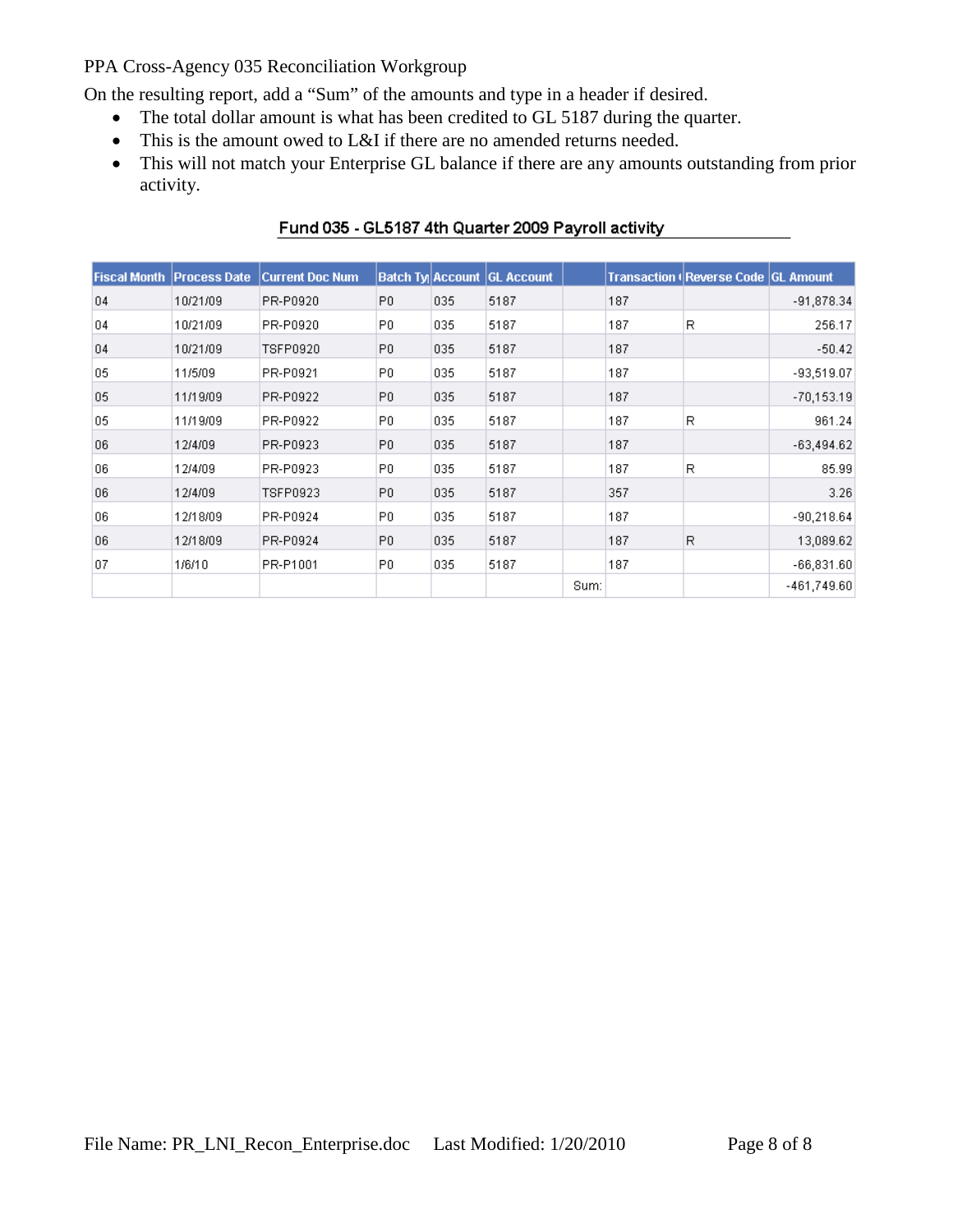On the resulting report, add a "Sum" of the amounts and type in a header if desired.

- The total dollar amount is what has been credited to GL 5187 during the quarter.
- This is the amount owed to L&I if there are no amended returns needed.
- This will not match your Enterprise GL balance if there are any amounts outstanding from prior activity.

**Fund 035 - GL5187 4th Quarter 2009 Payroll activity**

| Fiscal Month | Process Date | Current Doc Num | Batch Ty | Account | GL Account | | Transaction | Reverse Code | GL Amount |
|---|---|---|---|---|---|---|---|---|---|
| 04 | 10/21/09 | PR-P0920 | P0 | 035 | 5187 | | 187 | | -91,878.34 |
| 04 | 10/21/09 | PR-P0920 | P0 | 035 | 5187 | | 187 | R | 256.17 |
| 04 | 10/21/09 | TSFP0920 | P0 | 035 | 5187 | | 187 | | -50.42 |
| 05 | 11/5/09 | PR-P0921 | P0 | 035 | 5187 | | 187 | | -93,519.07 |
| 05 | 11/19/09 | PR-P0922 | P0 | 035 | 5187 | | 187 | | -70,153.19 |
| 05 | 11/19/09 | PR-P0922 | P0 | 035 | 5187 | | 187 | R | 961.24 |
| 06 | 12/4/09 | PR-P0923 | P0 | 035 | 5187 | | 187 | | -63,494.62 |
| 06 | 12/4/09 | PR-P0923 | P0 | 035 | 5187 | | 187 | R | 85.99 |
| 06 | 12/4/09 | TSFP0923 | P0 | 035 | 5187 | | 357 | | 3.26 |
| 06 | 12/18/09 | PR-P0924 | P0 | 035 | 5187 | | 187 | | -90,218.64 |
| 06 | 12/18/09 | PR-P0924 | P0 | 035 | 5187 | | 187 | R | 13,089.62 |
| 07 | 1/6/10 | PR-P1001 | P0 | 035 | 5187 | | 187 | | -66,831.60 |
| | | | | | | Sum: | | | -461,749.60 |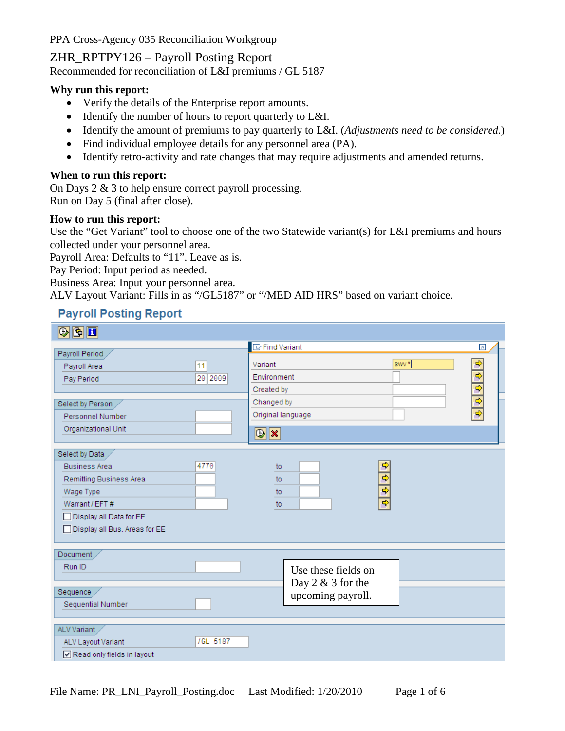PPA Cross-Agency 035 Reconciliation Workgroup

# ZHR_RPTPY126 – Payroll Posting Report

Recommended for reconciliation of L&I premiums / GL 5187

**Why run this report:**

- Verify the details of the Enterprise report amounts.
- Identify the number of hours to report quarterly to L&I.
- Identify the amount of premiums to pay quarterly to L&I. (*Adjustments need to be considered*.)
- Find individual employee details for any personnel area (PA).
- Identify retro-activity and rate changes that may require adjustments and amended returns.

**When to run this report:**

On Days 2 & 3 to help ensure correct payroll processing.
Run on Day 5 (final after close).

**How to run this report:**

Use the "Get Variant" tool to choose one of the two Statewide variant(s) for L&I premiums and hours collected under your personnel area.
Payroll Area: Defaults to "11". Leave as is.
Pay Period: Input period as needed.
Business Area: Input your personnel area.
ALV Layout Variant: Fills in as "/GL5187" or "/MED AID HRS" based on variant choice.

**Payroll Posting Report**

Payroll Period
- Payroll Area: 11
- Pay Period: 20 2009

Find Variant
- Variant: swv*
- Environment
- Created by
- Changed by
- Original language

Select by Person
- Personnel Number
- Organizational Unit

Select by Data
- Business Area: 4770 to
- Remitting Business Area to
- Wage Type to
- Warrant / EFT # to
- Display all Data for EE
- Display all Bus. Areas for EE

Document
- Run ID

Sequence
- Sequential Number

Use these fields on Day 2 & 3 for the upcoming payroll.

ALV Variant
- ALV Layout Variant: /GL 5187
- Read only fields in layout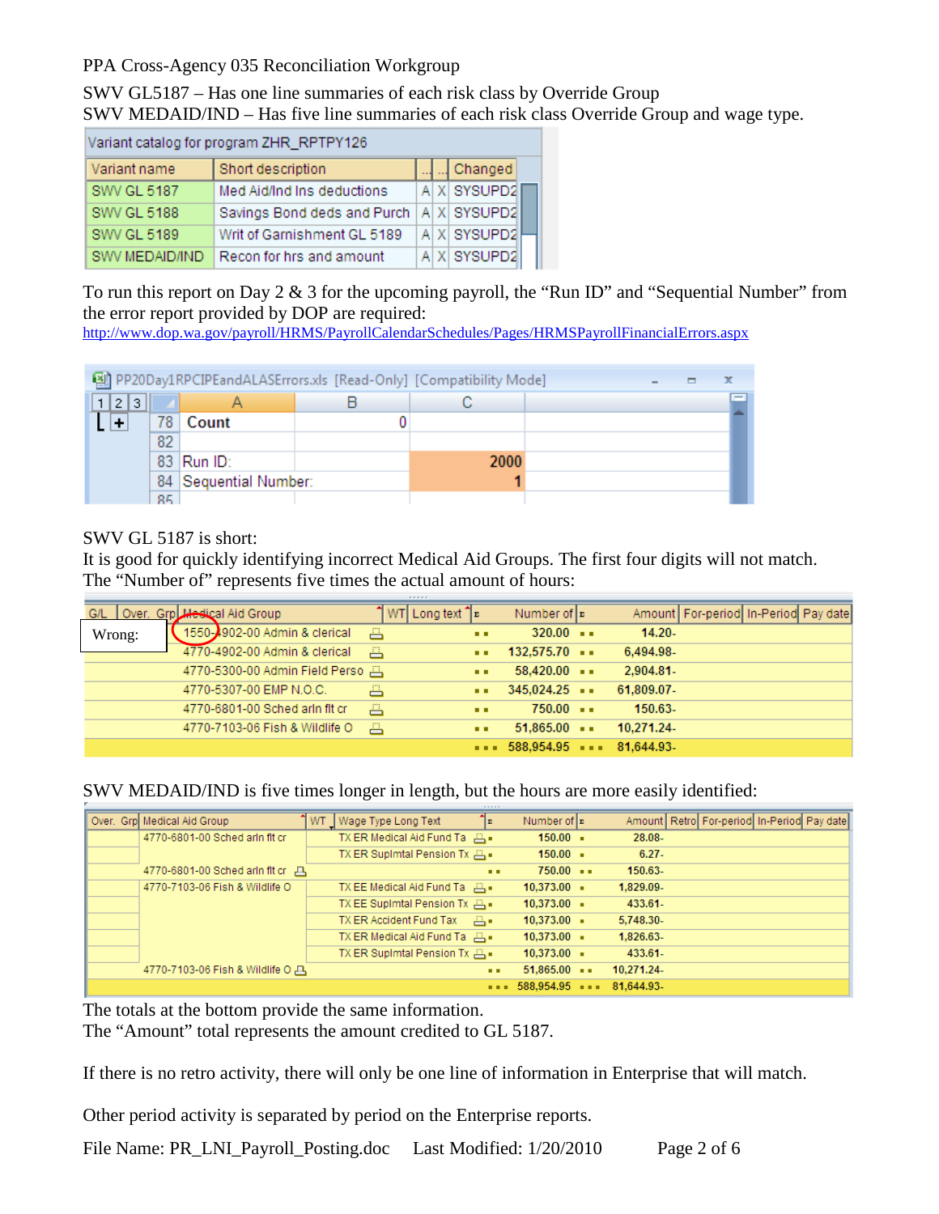PPA Cross-Agency 035 Reconciliation Workgroup

SWV GL5187 – Has one line summaries of each risk class by Override Group
SWV MEDAID/IND – Has five line summaries of each risk class Override Group and wage type.

Variant catalog for program ZHR_RPTPY126

| Variant name | Short description | ... | ... | Changed |
|---|---|---|---|---|
| SWV GL 5187 | Med Aid/Ind Ins deductions | A | X | SYSUPD2 |
| SWV GL 5188 | Savings Bond deds and Purch | A | X | SYSUPD2 |
| SWV GL 5189 | Writ of Garnishment GL 5189 | A | X | SYSUPD2 |
| SWV MEDAID/IND | Recon for hrs and amount | A | X | SYSUPD2 |

To run this report on Day 2 & 3 for the upcoming payroll, the “Run ID” and “Sequential Number” from the error report provided by DOP are required:
http://www.dop.wa.gov/payroll/HRMS/PayrollCalendarSchedules/Pages/HRMSPayrollFinancialErrors.aspx

PP20Day1RPCIPEandALASErrors.xls [Read-Only] [Compatibility Mode]

| | A | B | C |
|---|---|---|---|
| 78 | Count | 0 | |
| 82 | | | |
| 83 | Run ID: | | 2000 |
| 84 | Sequential Number: | | 1 |

SWV GL 5187 is short:
It is good for quickly identifying incorrect Medical Aid Groups. The first four digits will not match. The “Number of” represents five times the actual amount of hours:

| | G/L | Over. Grp | Medical Aid Group | WT | Long text | Σ | Number of | Σ | Amount | For-period | In-Period | Pay date |
|---|---|---|---|---|---|---|---|---|---|---|---|---|
| Wrong: | | | 1550-4902-00 Admin & clerical | | | ■■ | 320.00 | ■■ | 14.20- | | | |
| | | | 4770-4902-00 Admin & clerical | | | ■■ | 132,575.70 | ■■ | 6,494.98- | | | |
| | | | 4770-5300-00 Admin Field Perso | | | ■■ | 58,420.00 | ■■ | 2,904.81- | | | |
| | | | 4770-5307-00 EMP N.O.C. | | | ■■ | 345,024.25 | ■■ | 61,809.07- | | | |
| | | | 4770-6801-00 Sched arln flt cr | | | ■■ | 750.00 | ■■ | 150.63- | | | |
| | | | 4770-7103-06 Fish & Wildlife O | | | ■■ | 51,865.00 | ■■ | 10,271.24- | | | |
| | | | | | | ■■■ | 588,954.95 | ■■■ | 81,644.93- | | | |

SWV MEDAID/IND is five times longer in length, but the hours are more easily identified:

| Over. Grp | Medical Aid Group | WT | Wage Type Long Text | Σ | Number of | Σ | Amount | Retro | For-period | In-Period | Pay date |
|---|---|---|---|---|---|---|---|---|---|---|---|
| | 4770-6801-00 Sched arln flt cr | | TX ER Medical Aid Fund Ta | ■ | 150.00 | ■ | 28.08- | | | | |
| | | | TX ER Suplmtal Pension Tx | ■ | 150.00 | ■ | 6.27- | | | | |
| | 4770-6801-00 Sched arln flt cr | | | ■■ | 750.00 | ■■ | 150.63- | | | | |
| | 4770-7103-06 Fish & Wildlife O | | TX EE Medical Aid Fund Ta | ■ | 10,373.00 | ■ | 1,829.09- | | | | |
| | | | TX EE Suplmtal Pension Tx | ■ | 10,373.00 | ■ | 433.61- | | | | |
| | | | TX ER Accident Fund Tax | ■ | 10,373.00 | ■ | 5,748.30- | | | | |
| | | | TX ER Medical Aid Fund Ta | ■ | 10,373.00 | ■ | 1,826.63- | | | | |
| | | | TX ER Suplmtal Pension Tx | ■ | 10,373.00 | ■ | 433.61- | | | | |
| | 4770-7103-06 Fish & Wildlife O | | | ■■ | 51,865.00 | ■■ | 10,271.24- | | | | |
| | | | | ■■■ | 588,954.95 | ■■■ | 81,644.93- | | | | |

The totals at the bottom provide the same information.
The “Amount” total represents the amount credited to GL 5187.

If there is no retro activity, there will only be one line of information in Enterprise that will match.

Other period activity is separated by period on the Enterprise reports.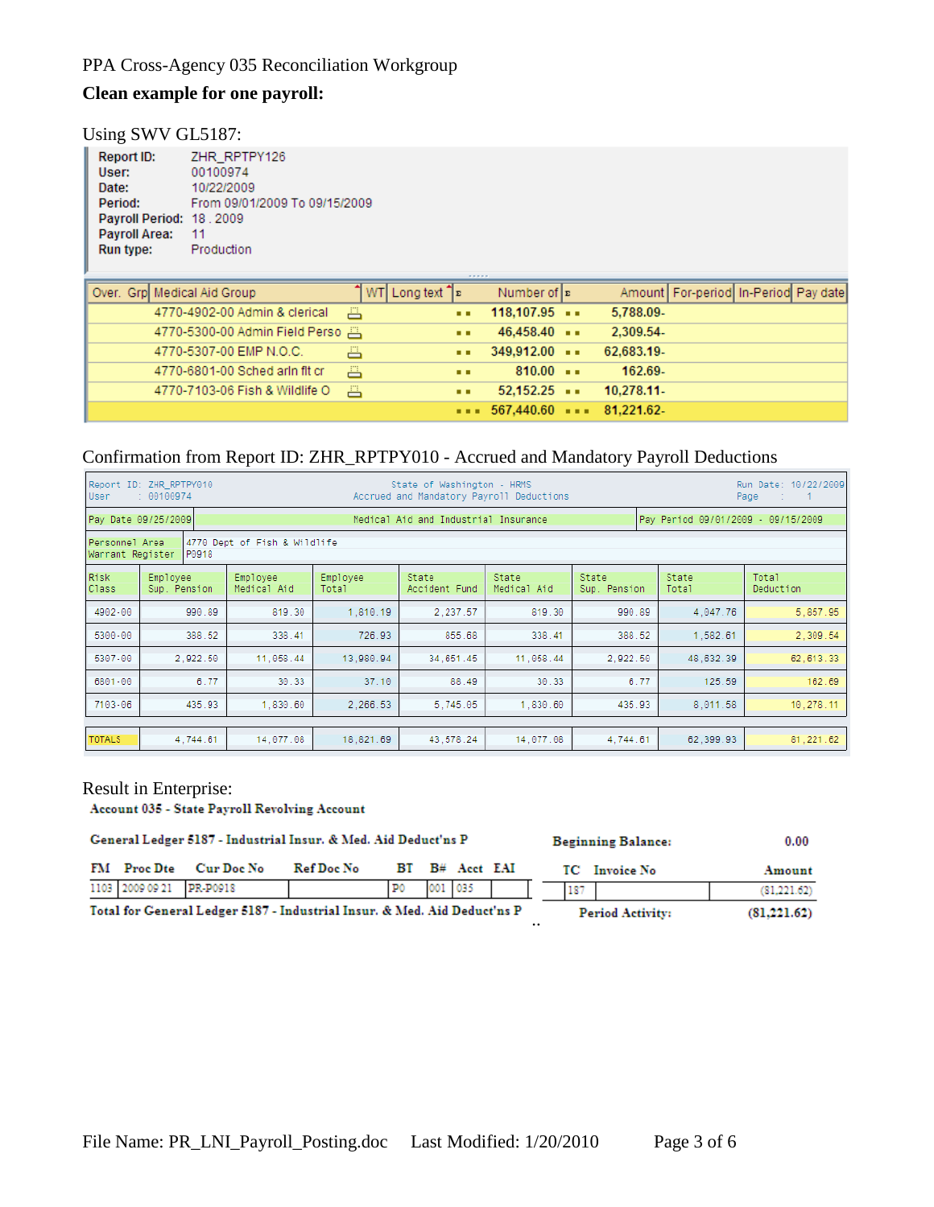PPA Cross-Agency 035 Reconciliation Workgroup

**Clean example for one payroll:**

Using SWV GL5187:

| | |
|---|---|
| **Report ID:** | ZHR_RPTPY126 |
| **User:** | 00100974 |
| **Date:** | 10/22/2009 |
| **Period:** | From 09/01/2009 To 09/15/2009 |
| **Payroll Period:** | 18 . 2009 |
| **Payroll Area:** | 11 |
| **Run type:** | Production |

| Over. Grp | Medical Aid Group | WT | Long text | Σ | Number of | Σ | Amount | For-period | In-Period | Pay date |
|---|---|---|---|---|---|---|---|---|---|---|
| | 4770-4902-00 Admin & clerical | | | ■ ■ | 118,107.95 | ■ ■ | 5,788.09- | | | |
| | 4770-5300-00 Admin Field Perso | | | ■ ■ | 46,458.40 | ■ ■ | 2,309.54- | | | |
| | 4770-5307-00 EMP N.O.C. | | | ■ ■ | 349,912.00 | ■ ■ | 62,683.19- | | | |
| | 4770-6801-00 Sched arln flt cr | | | ■ ■ | 810.00 | ■ ■ | 162.69- | | | |
| | 4770-7103-06 Fish & Wildlife O | | | ■ ■ | 52,152.25 | ■ ■ | 10,278.11- | | | |
| | | | | ■ ■ ■ | 567,440.60 | ■ ■ ■ | 81,221.62- | | | |

Confirmation from Report ID: ZHR_RPTPY010 - Accrued and Mandatory Payroll Deductions

Report ID: ZHR_RPTPY010 — State of Washington - HRMS — Run Date: 10/22/2009
User : 00100974 — Accrued and Mandatory Payroll Deductions — Page : 1

Pay Date 09/25/2009 — Medical Aid and Industrial Insurance — Pay Period 09/01/2009 - 09/15/2009

Personnel Area: 4770 Dept of Fish & Wildlife
Warrant Register: P0918

| Risk Class | Employee Sup. Pension | Employee Medical Aid | Employee Total | State Accident Fund | State Medical Aid | State Sup. Pension | State Total | Total Deduction |
|---|---|---|---|---|---|---|---|---|
| 4902-00 | 990.89 | 819.30 | 1,810.19 | 2,237.57 | 819.30 | 990.89 | 4,047.76 | 5,857.95 |
| 5300-00 | 388.52 | 338.41 | 726.93 | 855.68 | 338.41 | 388.52 | 1,582.61 | 2,309.54 |
| 5307-00 | 2,922.50 | 11,058.44 | 13,980.94 | 34,651.45 | 11,058.44 | 2,922.50 | 48,632.39 | 62,613.33 |
| 6801-00 | 6.77 | 30.33 | 37.10 | 88.49 | 30.33 | 6.77 | 125.59 | 162.69 |
| 7103-06 | 435.93 | 1,830.60 | 2,266.53 | 5,745.05 | 1,830.60 | 435.93 | 8,011.58 | 10,278.11 |
| TOTALS | 4,744.61 | 14,077.08 | 18,821.69 | 43,578.24 | 14,077.08 | 4,744.61 | 62,399.93 | 81,221.62 |

Result in Enterprise:

**Account 035 - State Payroll Revolving Account**

**General Ledger 5187 - Industrial Insur. & Med. Aid Deduct'ns P** — **Beginning Balance:** 0.00

| FM | Proc Dte | Cur Doc No | Ref Doc No | BT | B# | Acct | EAI | TC | Invoice No | Amount |
|---|---|---|---|---|---|---|---|---|---|---|
| 1103 | 2009 09 21 | PR-P0918 | | P0 | 001 | 035 | | 187 | | (81,221.62) |

**Total for General Ledger 5187 - Industrial Insur. & Med. Aid Deduct'ns P** — **Period Activity:** **(81,221.62)**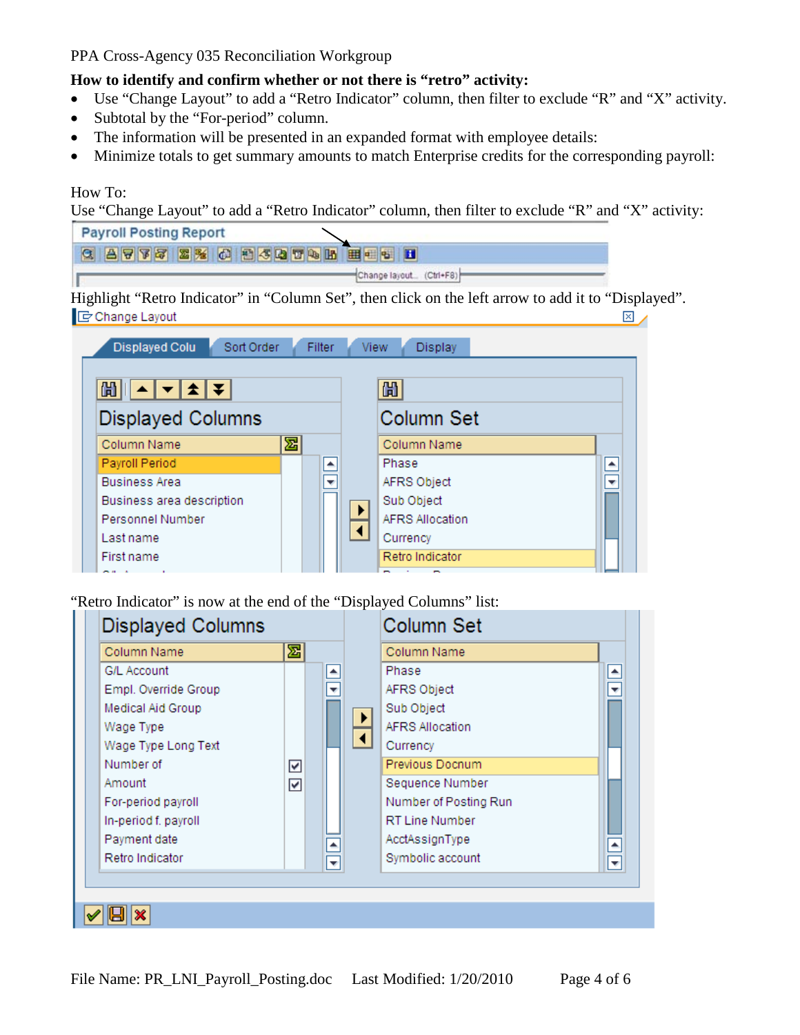PPA Cross-Agency 035 Reconciliation Workgroup

**How to identify and confirm whether or not there is "retro" activity:**

- Use "Change Layout" to add a "Retro Indicator" column, then filter to exclude "R" and "X" activity.
- Subtotal by the "For-period" column.
- The information will be presented in an expanded format with employee details:
- Minimize totals to get summary amounts to match Enterprise credits for the corresponding payroll:

How To:

Use "Change Layout" to add a "Retro Indicator" column, then filter to exclude "R" and "X" activity:

Highlight "Retro Indicator" in "Column Set", then click on the left arrow to add it to "Displayed".

"Retro Indicator" is now at the end of the "Displayed Columns" list:

File Name: PR_LNI_Payroll_Posting.doc Last Modified: 1/20/2010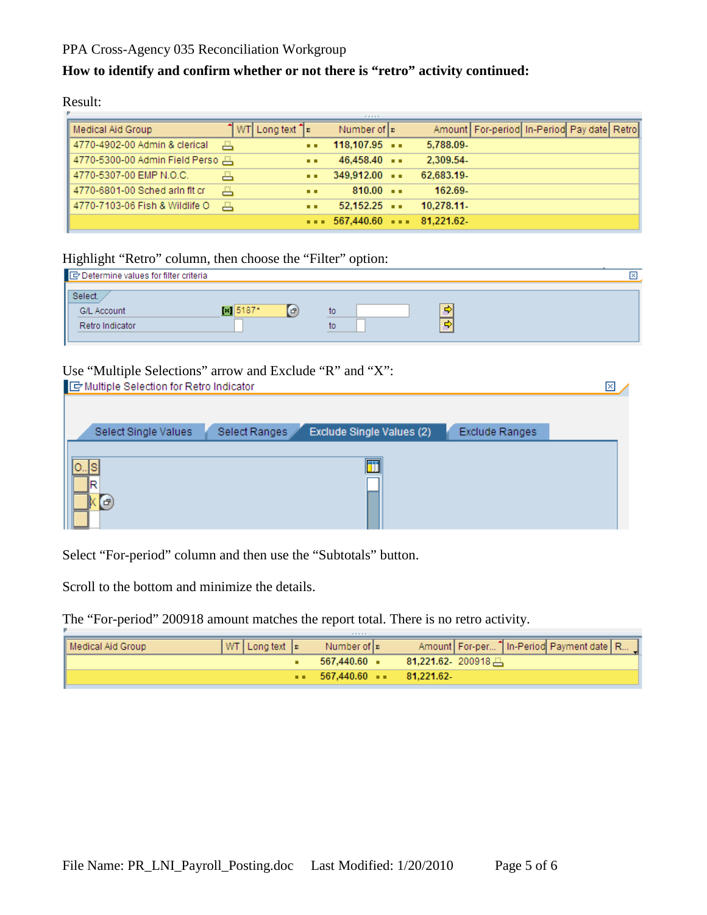**How to identify and confirm whether or not there is "retro" activity continued:**

Result:

| Medical Aid Group | WT | Long text | Σ | Number of | Σ | Amount | For-period | In-Period | Pay date | Retro |
|---|---|---|---|---|---|---|---|---|---|---|
| 4770-4902-00 Admin & clerical | | | ■ ■ | 118,107.95 | ■ ■ | 5,788.09- | | | | |
| 4770-5300-00 Admin Field Perso | | | ■ ■ | 46,458.40 | ■ ■ | 2,309.54- | | | | |
| 4770-5307-00 EMP N.O.C. | | | ■ ■ | 349,912.00 | ■ ■ | 62,683.19- | | | | |
| 4770-6801-00 Sched arln flt cr | | | ■ ■ | 810.00 | ■ ■ | 162.69- | | | | |
| 4770-7103-06 Fish & Wildlife O | | | ■ ■ | 52,152.25 | ■ ■ | 10,278.11- | | | | |
| | | | ■ ■ ■ | 567,440.60 | ■ ■ ■ | 81,221.62- | | | | |

Highlight "Retro" column, then choose the "Filter" option:

Determine values for filter criteria

Select

| | | | |
|---|---|---|---|
| G/L Account | 5187* | to | |
| Retro Indicator | | to | |

Use "Multiple Selections" arrow and Exclude "R" and "X":

Multiple Selection for Retro Indicator

Select Single Values | Select Ranges | Exclude Single Values (2) | Exclude Ranges

| O.. | S |
|---|---|
| | R |
| | X |
| | |

Select "For-period" column and then use the "Subtotals" button.

Scroll to the bottom and minimize the details.

The "For-period" 200918 amount matches the report total. There is no retro activity.

| Medical Aid Group | WT | Long text | Σ | Number of | Σ | Amount | For-per... | In-Period | Payment date | R... |
|---|---|---|---|---|---|---|---|---|---|---|
| | | | ■ | 567,440.60 | ■ | 81,221.62- | 200918 | | | |
| | | | ■ ■ | 567,440.60 | ■ ■ | 81,221.62- | | | | |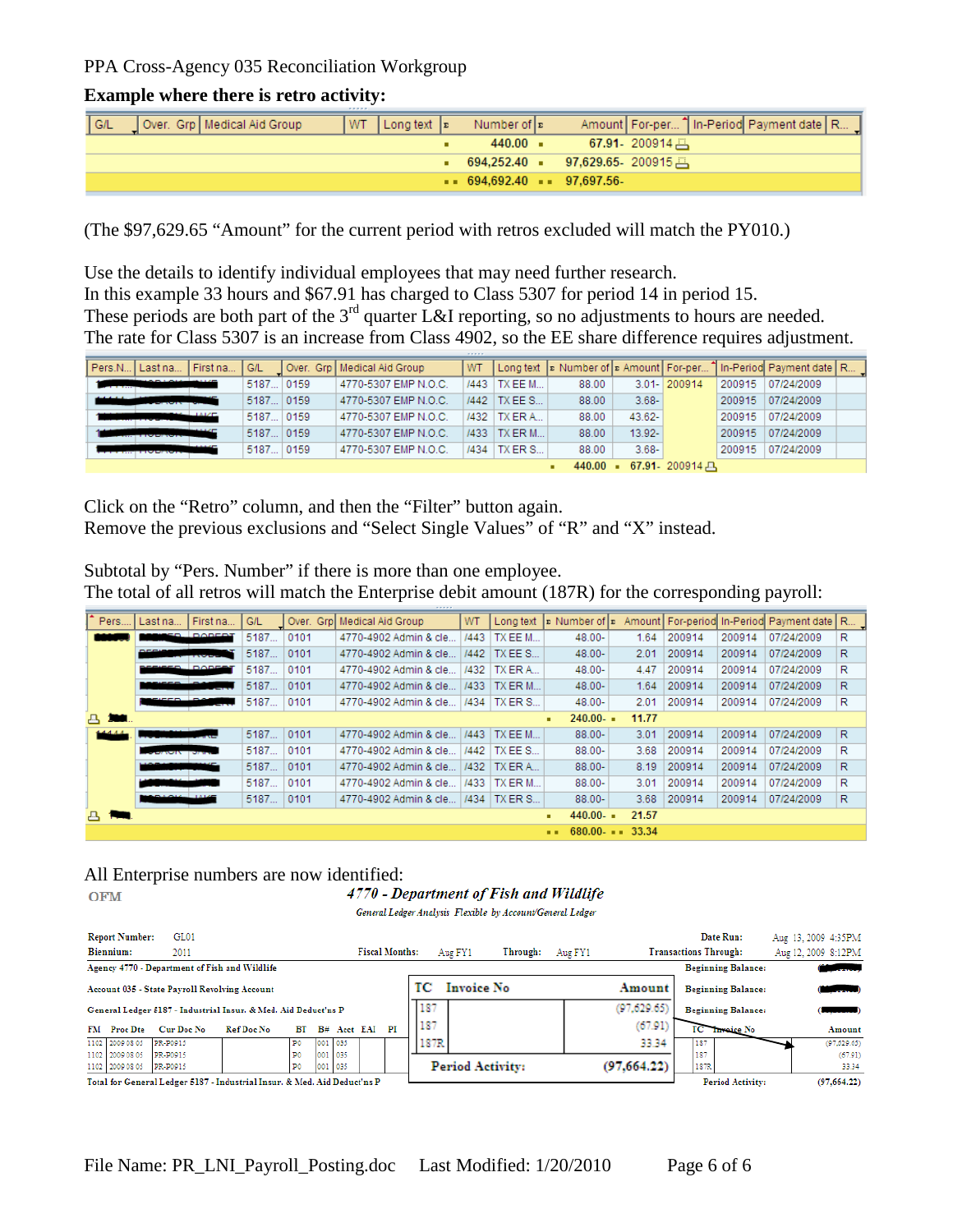PPA Cross-Agency 035 Reconciliation Workgroup

**Example where there is retro activity:**

| G/L | Over. Grp | Medical Aid Group | WT | Long text | Number of | Amount | For-per... | In-Period | Payment date | R... |
|---|---|---|---|---|---|---|---|---|---|---|
| | | | | | 440.00 | 67.91- | 200914 | | | |
| | | | | | 694,252.40 | 97,629.65- | 200915 | | | |
| | | | | | 694,692.40 | 97,697.56- | | | | |

(The $97,629.65 "Amount" for the current period with retros excluded will match the PY010.)

Use the details to identify individual employees that may need further research.
In this example 33 hours and $67.91 has charged to Class 5307 for period 14 in period 15.
These periods are both part of the 3rd quarter L&I reporting, so no adjustments to hours are needed.
The rate for Class 5307 is an increase from Class 4902, so the EE share difference requires adjustment.

| Pers.N... | Last na... | First na... | G/L | Over. Grp | Medical Aid Group | WT | Long text | Number of | Amount | For-per... | In-Period | Payment date | R... |
|---|---|---|---|---|---|---|---|---|---|---|---|---|---|
| | | | 5187... | 0159 | 4770-5307 EMP N.O.C. | /443 | TX EE M... | 88.00 | 3.01- | 200914 | 200915 | 07/24/2009 | |
| | | | 5187... | 0159 | 4770-5307 EMP N.O.C. | /442 | TX EE S... | 88.00 | 3.68- | | 200915 | 07/24/2009 | |
| | | | 5187... | 0159 | 4770-5307 EMP N.O.C. | /432 | TX ER A... | 88.00 | 43.62- | | 200915 | 07/24/2009 | |
| | | | 5187... | 0159 | 4770-5307 EMP N.O.C. | /433 | TX ER M... | 88.00 | 13.92- | | 200915 | 07/24/2009 | |
| | | | 5187... | 0159 | 4770-5307 EMP N.O.C. | /434 | TX ER S... | 88.00 | 3.68- | | 200915 | 07/24/2009 | |
| | | | | | | | | 440.00 | 67.91- | 200914 | | | |

Click on the "Retro" column, and then the "Filter" button again.
Remove the previous exclusions and "Select Single Values" of "R" and "X" instead.

Subtotal by "Pers. Number" if there is more than one employee.
The total of all retros will match the Enterprise debit amount (187R) for the corresponding payroll:

| Pers.... | Last na... | First na... | G/L | Over. Grp | Medical Aid Group | WT | Long text | Number of | Amount | For-period | In-Period | Payment date | R... |
|---|---|---|---|---|---|---|---|---|---|---|---|---|---|
| | | | 5187... | 0101 | 4770-4902 Admin & cle... | /443 | TX EE M... | 48.00- | 1.64 | 200914 | 200914 | 07/24/2009 | R |
| | | | 5187... | 0101 | 4770-4902 Admin & cle... | /442 | TX EE S... | 48.00- | 2.01 | 200914 | 200914 | 07/24/2009 | R |
| | | | 5187... | 0101 | 4770-4902 Admin & cle... | /432 | TX ER A... | 48.00- | 4.47 | 200914 | 200914 | 07/24/2009 | R |
| | | | 5187... | 0101 | 4770-4902 Admin & cle... | /433 | TX ER M... | 48.00- | 1.64 | 200914 | 200914 | 07/24/2009 | R |
| | | | 5187... | 0101 | 4770-4902 Admin & cle... | /434 | TX ER S... | 48.00- | 2.01 | 200914 | 200914 | 07/24/2009 | R |
| | | | | | | | | 240.00- | 11.77 | | | | |
| | | | 5187... | 0101 | 4770-4902 Admin & cle... | /443 | TX EE M... | 88.00- | 3.01 | 200914 | 200914 | 07/24/2009 | R |
| | | | 5187... | 0101 | 4770-4902 Admin & cle... | /442 | TX EE S... | 88.00- | 3.68 | 200914 | 200914 | 07/24/2009 | R |
| | | | 5187... | 0101 | 4770-4902 Admin & cle... | /432 | TX ER A... | 88.00- | 8.19 | 200914 | 200914 | 07/24/2009 | R |
| | | | 5187... | 0101 | 4770-4902 Admin & cle... | /433 | TX ER M... | 88.00- | 3.01 | 200914 | 200914 | 07/24/2009 | R |
| | | | 5187... | 0101 | 4770-4902 Admin & cle... | /434 | TX ER S... | 88.00- | 3.68 | 200914 | 200914 | 07/24/2009 | R |
| | | | | | | | | 440.00- | 21.57 | | | | |
| | | | | | | | | 680.00- | 33.34 | | | | |

All Enterprise numbers are now identified:

OFM

*4770 - Department of Fish and Wildlife*

*General Ledger Analysis Flexible by Account/General Ledger*

Report Number: GL01 — Date Run: Aug 13, 2009 4:35PM
Biennium: 2011 — Fiscal Months: Aug FY1 — Through: Aug FY1 — Transactions Through: Aug 12, 2009 8:12PM

Agency 4770 - Department of Fish and Wildlife — Beginning Balance:
Account 035 - State Payroll Revolving Account — Beginning Balance:
General Ledger 5187 - Industrial Insur. & Med. Aid Deduct'ns P — Beginning Balance:

| FM | Proc Dte | Cur Doc No | Ref Doc No | BT | B# | Acct | EAI | PI | TC | Invoice No | Amount |
|---|---|---|---|---|---|---|---|---|---|---|---|
| 1102 | 2009 08 05 | PR-P0915 | | P0 | 001 | 035 | | | 187 | | (97,629.65) |
| 1102 | 2009 08 05 | PR-P0915 | | P0 | 001 | 035 | | | 187 | | (67.91) |
| 1102 | 2009 08 05 | PR-P0915 | | P0 | 001 | 035 | | | 187R | | 33.34 |

Total for General Ledger 5187 - Industrial Insur. & Med. Aid Deduct'ns P — Period Activity: (97,664.22)

| TC | Invoice No | Amount |
|---|---|---|
| 187 | | (97,629.65) |
| 187 | | (67.91) |
| 187R | | 33.34 |
| **Period Activity:** | | **(97,664.22)** |

File Name: PR_LNI_Payroll_Posting.doc Last Modified: 1/20/2010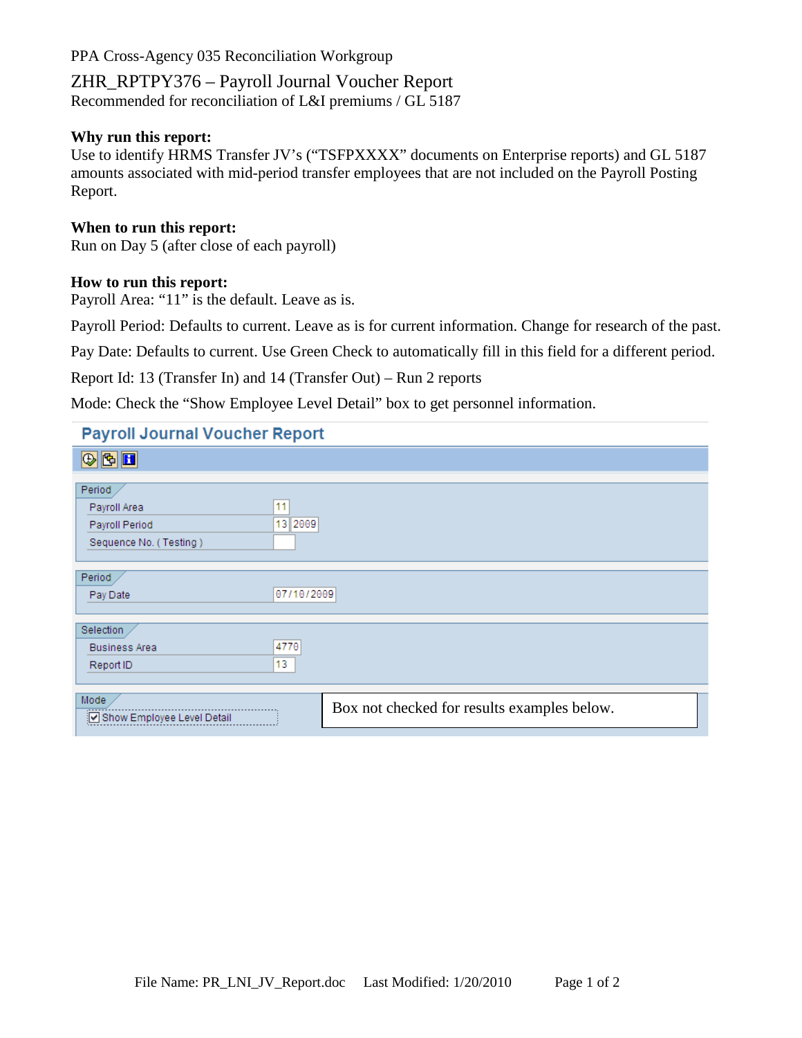PPA Cross-Agency 035 Reconciliation Workgroup

# ZHR_RPTPY376 – Payroll Journal Voucher Report

Recommended for reconciliation of L&I premiums / GL 5187

**Why run this report:**
Use to identify HRMS Transfer JV's ("TSFPXXXX" documents on Enterprise reports) and GL 5187 amounts associated with mid-period transfer employees that are not included on the Payroll Posting Report.

**When to run this report:**
Run on Day 5 (after close of each payroll)

**How to run this report:**
Payroll Area: "11" is the default. Leave as is.

Payroll Period: Defaults to current. Leave as is for current information. Change for research of the past.

Pay Date: Defaults to current. Use Green Check to automatically fill in this field for a different period.

Report Id: 13 (Transfer In) and 14 (Transfer Out) – Run 2 reports

Mode: Check the "Show Employee Level Detail" box to get personnel information.

**Payroll Journal Voucher Report**

Period
- Payroll Area: 11
- Payroll Period: 13 2009
- Sequence No. ( Testing ):

Period
- Pay Date: 07/10/2009

Selection
- Business Area: 4770
- Report ID: 13

Mode
- ☑ Show Employee Level Detail

Box not checked for results examples below.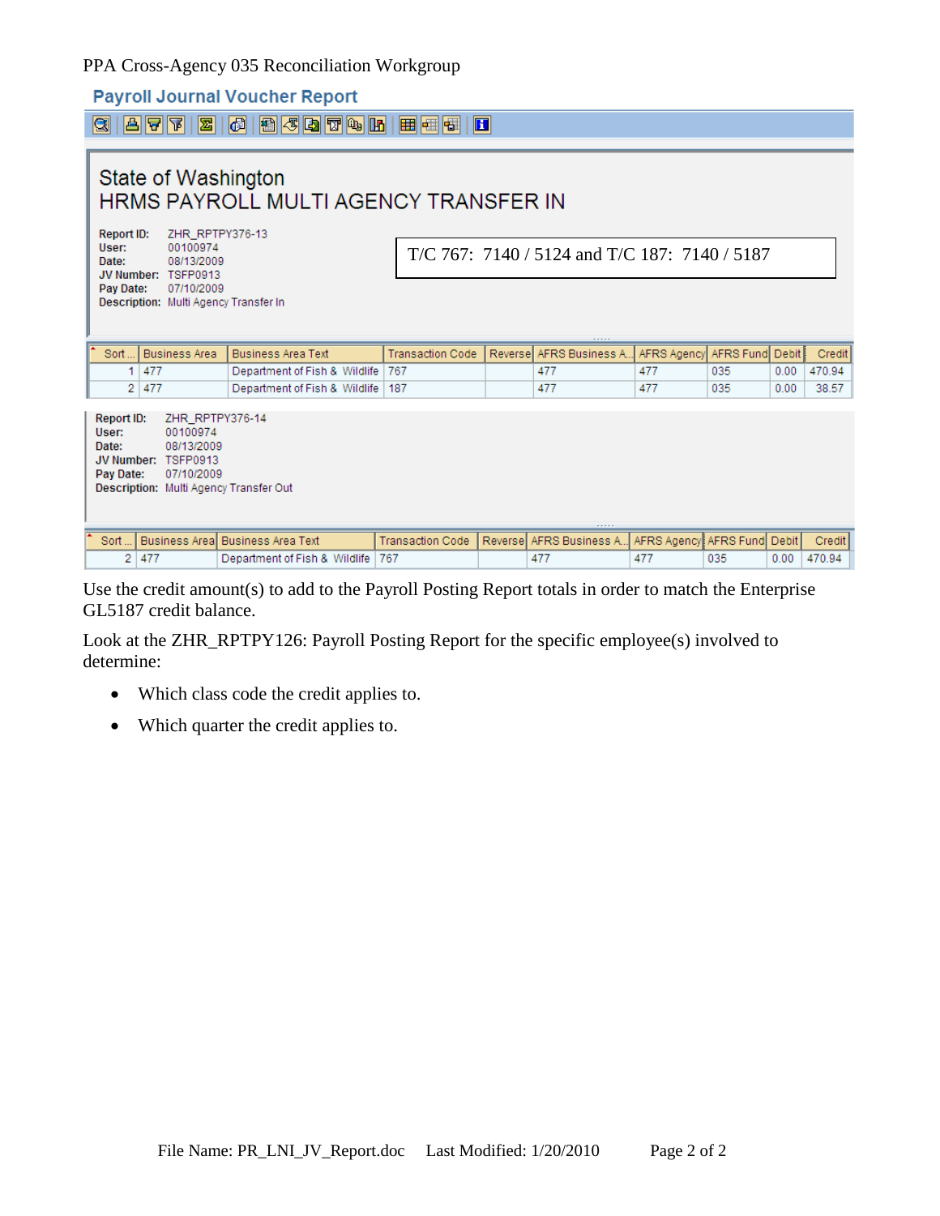PPA Cross-Agency 035 Reconciliation Workgroup

## Payroll Journal Voucher Report

### State of Washington
### HRMS PAYROLL MULTI AGENCY TRANSFER IN

**Report ID:** ZHR_RPTPY376-13
**User:** 00100974
**Date:** 08/13/2009
**JV Number:** TSFP0913
**Pay Date:** 07/10/2009
**Description:** Multi Agency Transfer In

T/C 767: 7140 / 5124 and T/C 187: 7140 / 5187

| Sort ... | Business Area | Business Area Text | Transaction Code | Reverse | AFRS Business A... | AFRS Agency | AFRS Fund | Debit | Credit |
|---|---|---|---|---|---|---|---|---|---|
| 1 | 477 | Department of Fish & Wildlife | 767 | | 477 | 477 | 035 | 0.00 | 470.94 |
| 2 | 477 | Department of Fish & Wildlife | 187 | | 477 | 477 | 035 | 0.00 | 38.57 |

**Report ID:** ZHR_RPTPY376-14
**User:** 00100974
**Date:** 08/13/2009
**JV Number:** TSFP0913
**Pay Date:** 07/10/2009
**Description:** Multi Agency Transfer Out

| Sort ... | Business Area | Business Area Text | Transaction Code | Reverse | AFRS Business A... | AFRS Agency | AFRS Fund | Debit | Credit |
|---|---|---|---|---|---|---|---|---|---|
| 2 | 477 | Department of Fish & Wildlife | 767 | | 477 | 477 | 035 | 0.00 | 470.94 |

Use the credit amount(s) to add to the Payroll Posting Report totals in order to match the Enterprise GL5187 credit balance.

Look at the ZHR_RPTPY126: Payroll Posting Report for the specific employee(s) involved to determine:

- Which class code the credit applies to.
- Which quarter the credit applies to.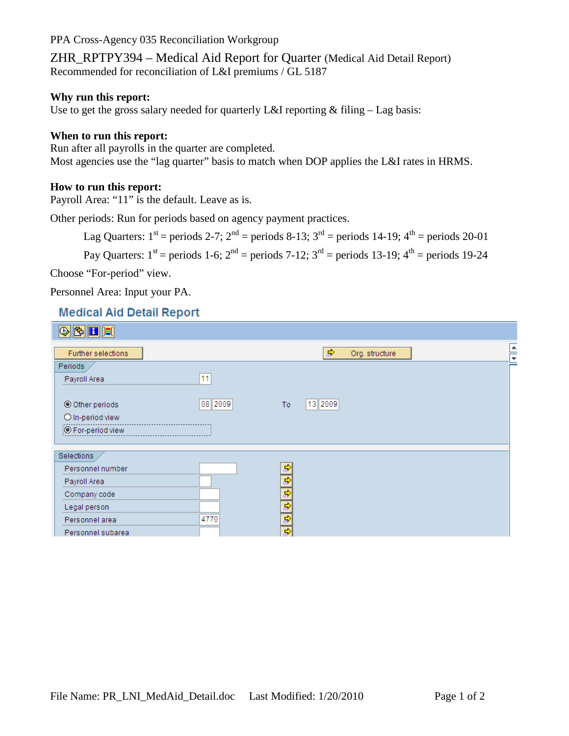PPA Cross-Agency 035 Reconciliation Workgroup

# ZHR_RPTPY394 – Medical Aid Report for Quarter (Medical Aid Detail Report)

Recommended for reconciliation of L&I premiums / GL 5187

**Why run this report:**

Use to get the gross salary needed for quarterly L&I reporting & filing – Lag basis:

**When to run this report:**

Run after all payrolls in the quarter are completed.

Most agencies use the "lag quarter" basis to match when DOP applies the L&I rates in HRMS.

**How to run this report:**

Payroll Area: "11" is the default. Leave as is.

Other periods: Run for periods based on agency payment practices.

> Lag Quarters: 1st = periods 2-7; 2nd = periods 8-13; 3rd = periods 14-19; 4th = periods 20-01
>
> Pay Quarters: 1st = periods 1-6; 2nd = periods 7-12; 3rd = periods 13-19; 4th = periods 19-24

Choose "For-period" view.

Personnel Area: Input your PA.

**Medical Aid Detail Report**

Further selections | Org. structure

Periods

- Payroll Area: 11
- (•) Other periods: 08 2009 To 13 2009
- ( ) In-period view
- (•) For-period view

Selections

- Personnel number:
- Payroll Area:
- Company code:
- Legal person:
- Personnel area: 4770
- Personnel subarea: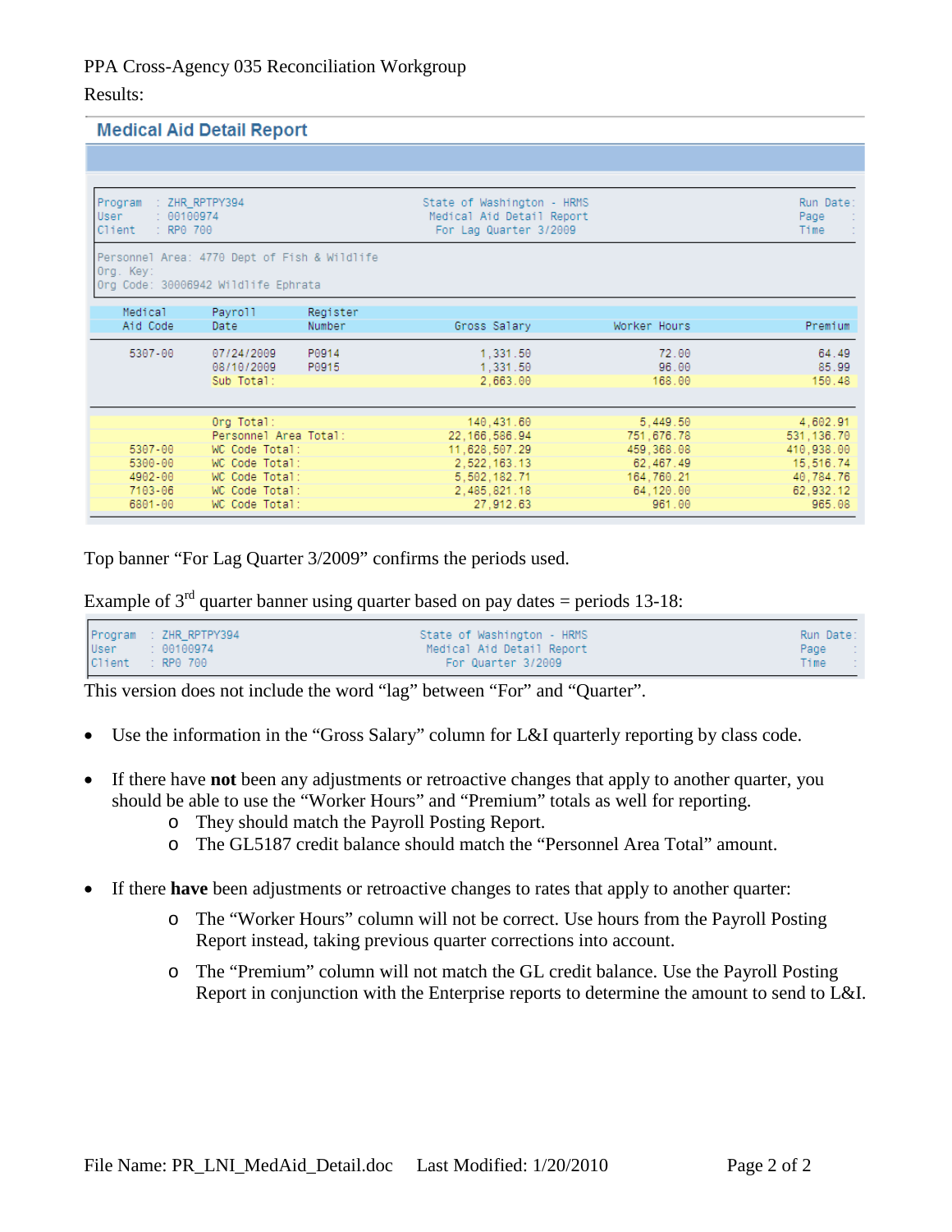PPA Cross-Agency 035 Reconciliation Workgroup

Results:

## Medical Aid Detail Report

```
Program  : ZHR_RPTPY394            State of Washington - HRMS           Run Date:
User     : 00100974                  Medical Aid Detail Report           Page    :
Client   : RP0 700                    For Lag Quarter 3/2009             Time    :

Personnel Area: 4770 Dept of Fish & Wildlife
Org. Key:
Org Code: 30006942 Wildlife Ephrata
```

| Medical Aid Code | Payroll Date | Register Number | Gross Salary | Worker Hours | Premium |
|---|---|---|---|---|---|
| 5307-00 | 07/24/2009 | P0914 | 1,331.50 | 72.00 | 64.49 |
| | 08/10/2009 | P0915 | 1,331.50 | 96.00 | 85.99 |
| | Sub Total: | | 2,663.00 | 168.00 | 150.48 |
| | Org Total: | | 140,431.60 | 5,449.50 | 4,602.91 |
| | Personnel Area Total: | | 22,166,586.94 | 751,676.78 | 531,136.70 |
| 5307-00 | WC Code Total: | | 11,628,507.29 | 459,368.08 | 410,938.00 |
| 5300-00 | WC Code Total: | | 2,522,163.13 | 62,467.49 | 15,516.74 |
| 4902-00 | WC Code Total: | | 5,502,182.71 | 164,760.21 | 40,784.76 |
| 7103-06 | WC Code Total: | | 2,485,821.18 | 64,120.00 | 62,932.12 |
| 6801-00 | WC Code Total: | | 27,912.63 | 961.00 | 965.08 |

Top banner "For Lag Quarter 3/2009" confirms the periods used.

Example of 3rd quarter banner using quarter based on pay dates = periods 13-18:

```
Program  : ZHR_RPTPY394            State of Washington - HRMS           Run Date:
User     : 00100974                  Medical Aid Detail Report           Page    :
Client   : RP0 700                      For Quarter 3/2009               Time    :
```

This version does not include the word "lag" between "For" and "Quarter".

- Use the information in the "Gross Salary" column for L&I quarterly reporting by class code.
- If there have **not** been any adjustments or retroactive changes that apply to another quarter, you should be able to use the "Worker Hours" and "Premium" totals as well for reporting.
  - They should match the Payroll Posting Report.
  - The GL5187 credit balance should match the "Personnel Area Total" amount.
- If there **have** been adjustments or retroactive changes to rates that apply to another quarter:
  - The "Worker Hours" column will not be correct. Use hours from the Payroll Posting Report instead, taking previous quarter corrections into account.
  - The "Premium" column will not match the GL credit balance. Use the Payroll Posting Report in conjunction with the Enterprise reports to determine the amount to send to L&I.

File Name: PR_LNI_MedAid_Detail.doc Last Modified: 1/20/2010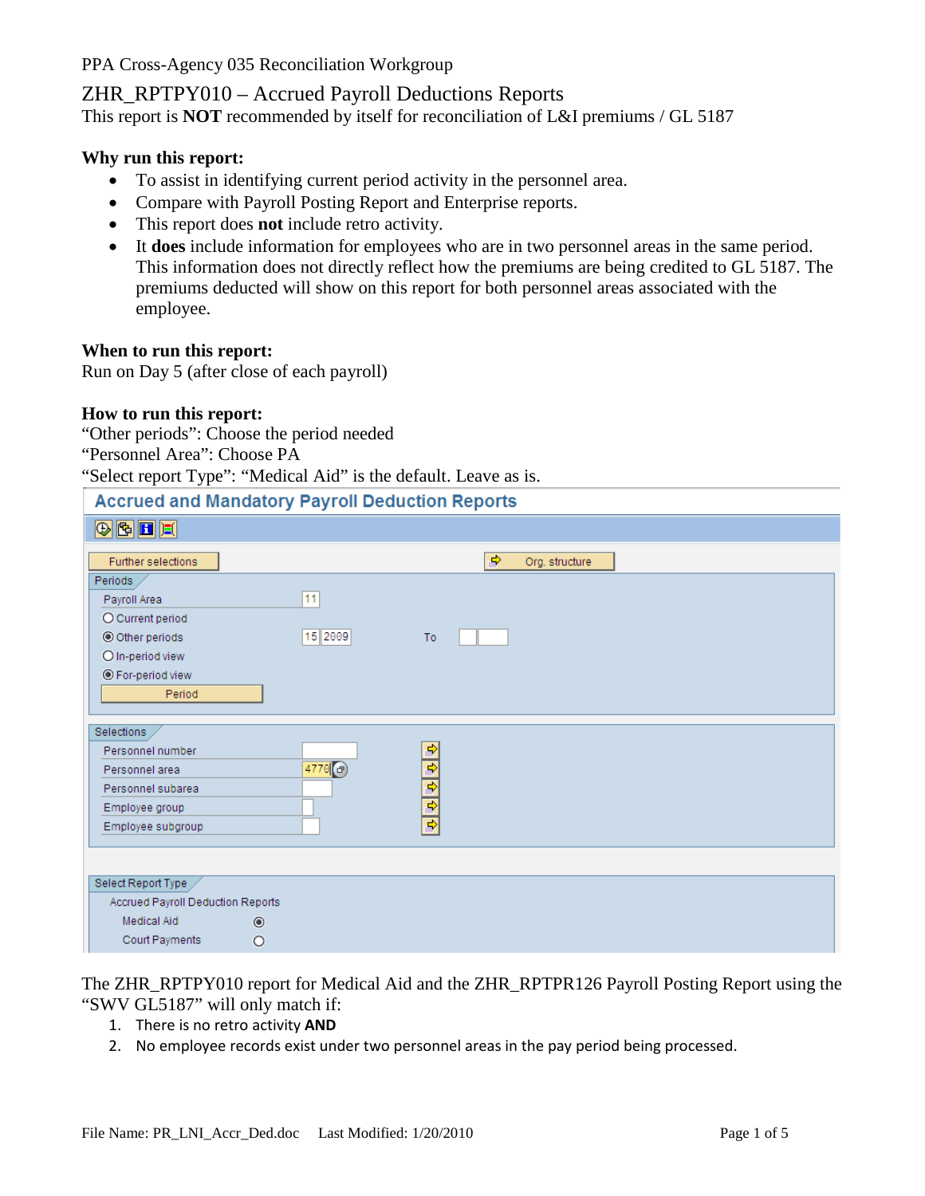PPA Cross-Agency 035 Reconciliation Workgroup

# ZHR_RPTPY010 – Accrued Payroll Deductions Reports

This report is **NOT** recommended by itself for reconciliation of L&I premiums / GL 5187

**Why run this report:**

- To assist in identifying current period activity in the personnel area.
- Compare with Payroll Posting Report and Enterprise reports.
- This report does **not** include retro activity.
- It **does** include information for employees who are in two personnel areas in the same period. This information does not directly reflect how the premiums are being credited to GL 5187. The premiums deducted will show on this report for both personnel areas associated with the employee.

**When to run this report:**

Run on Day 5 (after close of each payroll)

**How to run this report:**

"Other periods": Choose the period needed
"Personnel Area": Choose PA
"Select report Type": "Medical Aid" is the default. Leave as is.

**Accrued and Mandatory Payroll Deduction Reports**

Further selections | Org. structure

Periods
- Payroll Area: 11
- ◯ Current period
- ◉ Other periods: 15 2009 To
- ◯ In-period view
- ◉ For-period view
- Period

Selections
- Personnel number
- Personnel area: 4770
- Personnel subarea
- Employee group
- Employee subgroup

Select Report Type
- Accrued Payroll Deduction Reports
  - Medical Aid ◉
  - Court Payments ◯

The ZHR_RPTPY010 report for Medical Aid and the ZHR_RPTPR126 Payroll Posting Report using the "SWV GL5187" will only match if:

1. There is no retro activity **AND**
2. No employee records exist under two personnel areas in the pay period being processed.

File Name: PR_LNI_Accr_Ded.doc Last Modified: 1/20/2010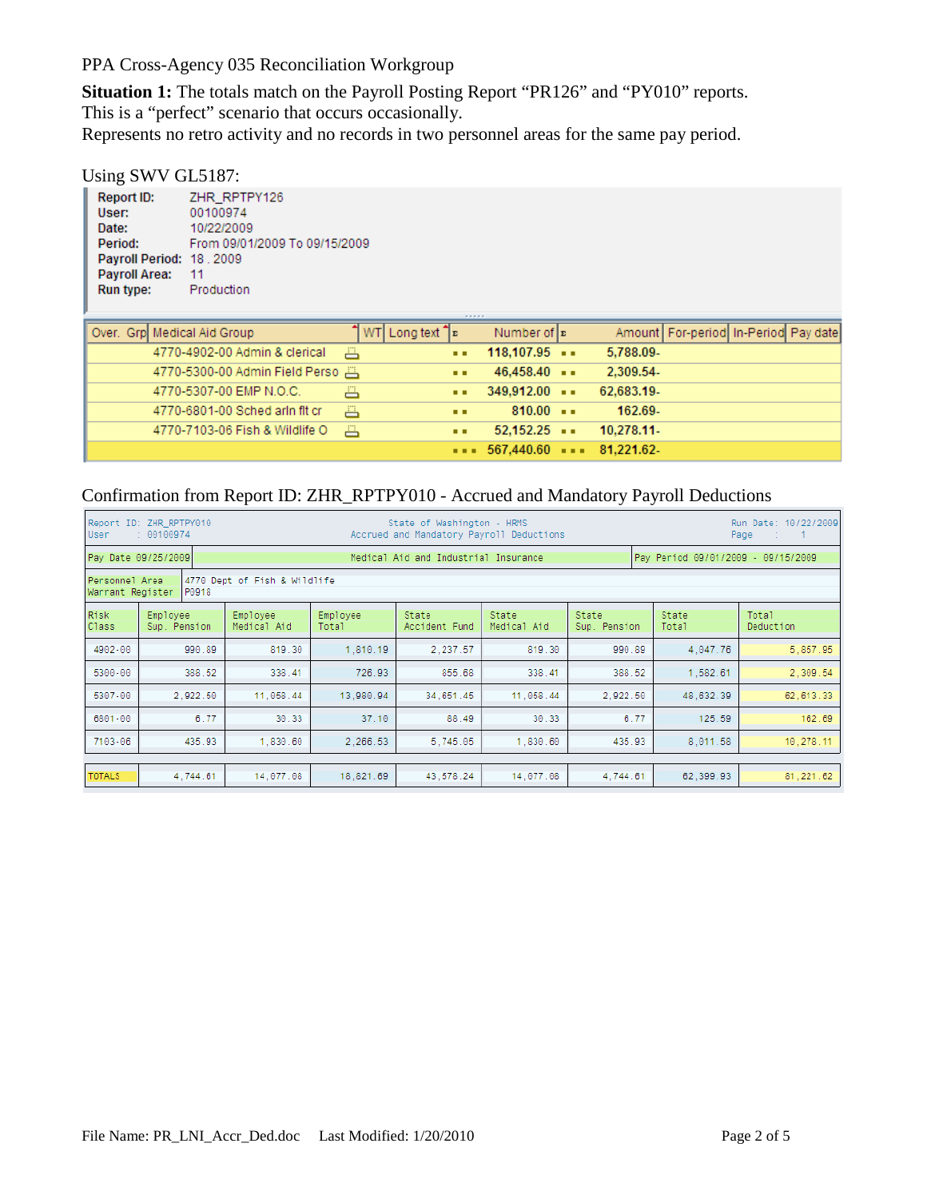PPA Cross-Agency 035 Reconciliation Workgroup

**Situation 1:** The totals match on the Payroll Posting Report "PR126" and "PY010" reports. This is a "perfect" scenario that occurs occasionally.
Represents no retro activity and no records in two personnel areas for the same pay period.

Using SWV GL5187:

**Report ID:** ZHR_RPTPY126
**User:** 00100974
**Date:** 10/22/2009
**Period:** From 09/01/2009 To 09/15/2009
**Payroll Period:** 18 . 2009
**Payroll Area:** 11
**Run type:** Production

| Over. Grp | Medical Aid Group | WT | Long text | Number of | Amount | For-period | In-Period | Pay date |
|---|---|---|---|---|---|---|---|---|
| | 4770-4902-00 Admin & clerical | | | 118,107.95 | 5,788.09- | | | |
| | 4770-5300-00 Admin Field Perso | | | 46,458.40 | 2,309.54- | | | |
| | 4770-5307-00 EMP N.O.C. | | | 349,912.00 | 62,683.19- | | | |
| | 4770-6801-00 Sched arln flt cr | | | 810.00 | 162.69- | | | |
| | 4770-7103-06 Fish & Wildlife O | | | 52,152.25 | 10,278.11- | | | |
| | | | | 567,440.60 | 81,221.62- | | | |

Confirmation from Report ID: ZHR_RPTPY010 - Accrued and Mandatory Payroll Deductions

Report ID: ZHR_RPTPY010 — State of Washington - HRMS — Run Date: 10/22/2009
User : 00100974 — Accrued and Mandatory Payroll Deductions — Page : 1

Pay Date 09/25/2009 — Medical Aid and Industrial Insurance — Pay Period 09/01/2009 - 09/15/2009

Personnel Area: 4770 Dept of Fish & Wildlife
Warrant Register: P0918

| Risk Class | Employee Sup. Pension | Employee Medical Aid | Employee Total | State Accident Fund | State Medical Aid | State Sup. Pension | State Total | Total Deduction |
|---|---|---|---|---|---|---|---|---|
| 4902-00 | 990.89 | 819.30 | 1,810.19 | 2,237.57 | 819.30 | 990.89 | 4,047.76 | 5,857.95 |
| 5300-00 | 388.52 | 338.41 | 726.93 | 855.68 | 338.41 | 388.52 | 1,582.61 | 2,309.54 |
| 5307-00 | 2,922.50 | 11,058.44 | 13,980.94 | 34,651.45 | 11,058.44 | 2,922.50 | 48,632.39 | 62,613.33 |
| 6801-00 | 6.77 | 30.33 | 37.10 | 88.49 | 30.33 | 6.77 | 125.59 | 162.69 |
| 7103-06 | 435.93 | 1,830.60 | 2,266.53 | 5,745.05 | 1,830.60 | 435.93 | 8,011.58 | 10,278.11 |
| TOTALS | 4,744.61 | 14,077.08 | 18,821.69 | 43,578.24 | 14,077.08 | 4,744.61 | 62,399.93 | 81,221.62 |

File Name: PR_LNI_Accr_Ded.doc Last Modified: 1/20/2010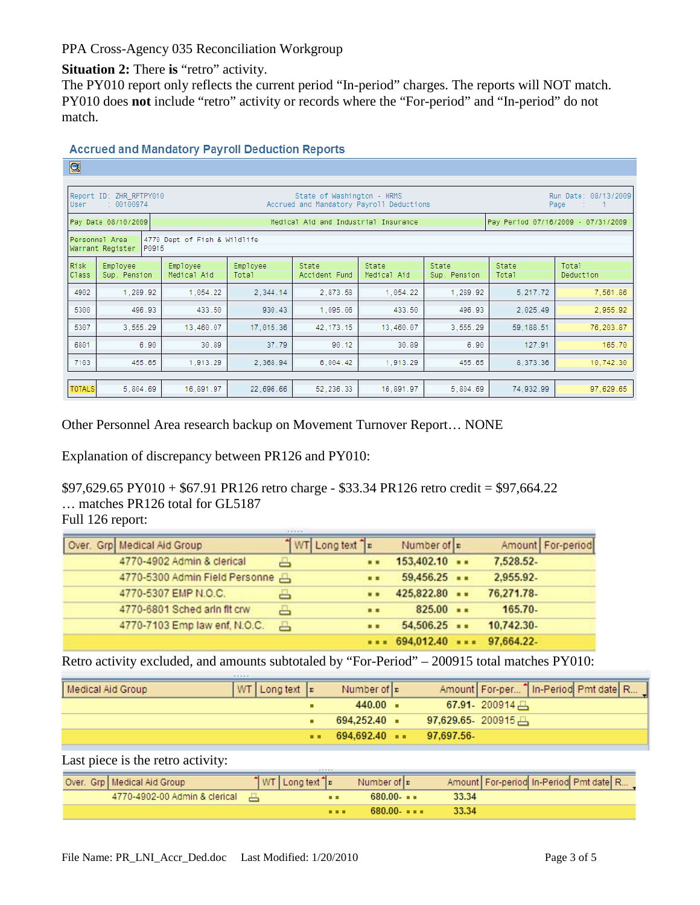PPA Cross-Agency 035 Reconciliation Workgroup

**Situation 2:** There **is** “retro” activity.
The PY010 report only reflects the current period “In-period” charges. The reports will NOT match. PY010 does **not** include “retro” activity or records where the “For-period” and “In-period” do not match.

## Accrued and Mandatory Payroll Deduction Reports

| Report ID: ZHR_RPTPY010 User : 00100974 | | State of Washington - HRMS Accrued and Mandatory Payroll Deductions | | | | | Run Date: 08/13/2009 Page : 1 | |
|---|---|---|---|---|---|---|---|---|
| Pay Date 08/10/2009 | | Medical Aid and Industrial Insurance | | | | | Pay Period 07/16/2009 - 07/31/2009 | |
| Personnel Area Warrant Register | 4770 Dept of Fish & Wildlife P0915 | | | | | | | |
| Risk Class | Employee Sup. Pension | Employee Medical Aid | Employee Total | State Accident Fund | State Medical Aid | State Sup. Pension | State Total | Total Deduction |
| 4902 | 1,289.92 | 1,054.22 | 2,344.14 | 2,873.58 | 1,054.22 | 1,289.92 | 5,217.72 | 7,561.86 |
| 5300 | 496.93 | 433.50 | 930.43 | 1,095.06 | 433.50 | 496.93 | 2,025.49 | 2,955.92 |
| 5307 | 3,555.29 | 13,460.07 | 17,015.36 | 42,173.15 | 13,460.07 | 3,555.29 | 59,188.51 | 76,203.87 |
| 6801 | 6.90 | 30.89 | 37.79 | 90.12 | 30.89 | 6.90 | 127.91 | 165.70 |
| 7103 | 455.65 | 1,913.29 | 2,368.94 | 6,004.42 | 1,913.29 | 455.65 | 8,373.36 | 10,742.30 |
| TOTALS | 5,804.69 | 16,891.97 | 22,696.66 | 52,236.33 | 16,891.97 | 5,804.69 | 74,932.99 | 97,629.65 |

Other Personnel Area research backup on Movement Turnover Report… NONE

Explanation of discrepancy between PR126 and PY010:

$97,629.65 PY010 + $67.91 PR126 retro charge - $33.34 PR126 retro credit = $97,664.22
… matches PR126 total for GL5187
Full 126 report:

| Over. Grp | Medical Aid Group | WT | Long text | Number of | Amount | For-period |
|---|---|---|---|---|---|---|
| | 4770-4902 Admin & clerical | | | 153,402.10 | 7,528.52- | |
| | 4770-5300 Admin Field Personne | | | 59,456.25 | 2,955.92- | |
| | 4770-5307 EMP N.O.C. | | | 425,822.80 | 76,271.78- | |
| | 4770-6801 Sched arln flt crw | | | 825.00 | 165.70- | |
| | 4770-7103 Emp law enf, N.O.C. | | | 54,506.25 | 10,742.30- | |
| | | | | 694,012.40 | 97,664.22- | |

Retro activity excluded, and amounts subtotaled by “For-Period” – 200915 total matches PY010:

| Medical Aid Group | WT | Long text | Number of | Amount | For-per... | In-Period | Pmt date | R... |
|---|---|---|---|---|---|---|---|---|
| | | | 440.00 | 67.91- | 200914 | | | |
| | | | 694,252.40 | 97,629.65- | 200915 | | | |
| | | | 694,692.40 | 97,697.56- | | | | |

Last piece is the retro activity:

| Over. Grp | Medical Aid Group | WT | Long text | Number of | Amount | For-period | In-Period | Pmt date | R... |
|---|---|---|---|---|---|---|---|---|---|
| | 4770-4902-00 Admin & clerical | | | 680.00- | 33.34 | | | | |
| | | | | 680.00- | 33.34 | | | | |

File Name: PR_LNI_Accr_Ded.doc    Last Modified: 1/20/2010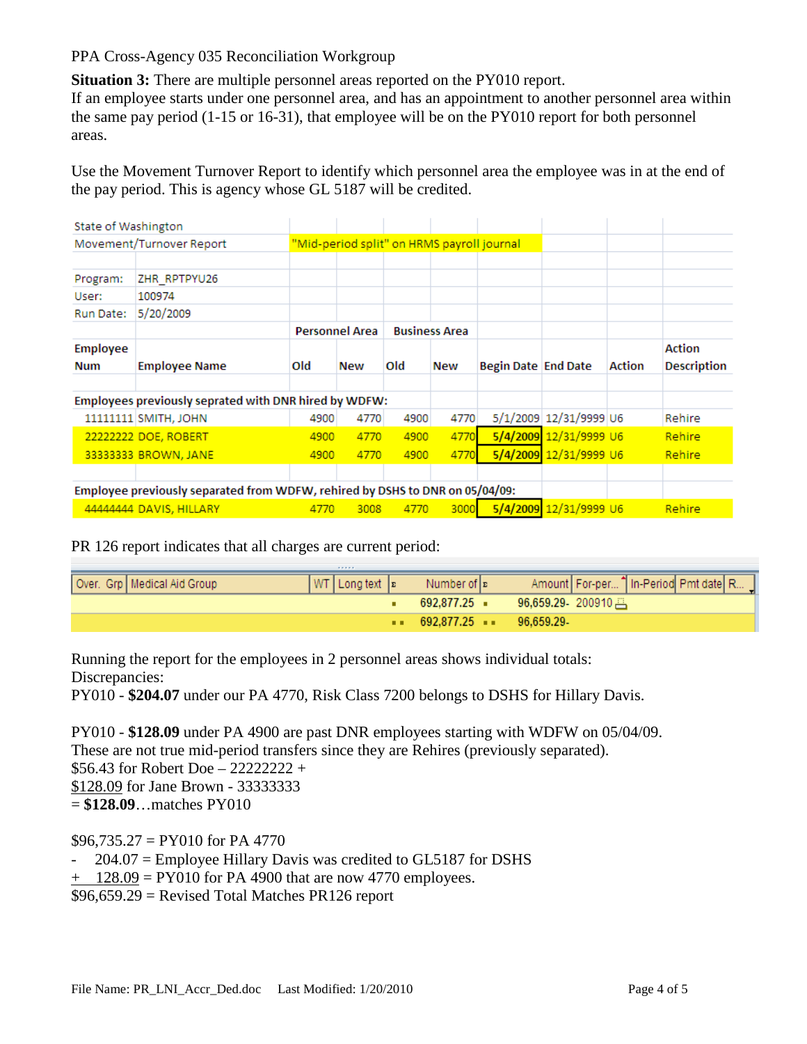PPA Cross-Agency 035 Reconciliation Workgroup

**Situation 3:** There are multiple personnel areas reported on the PY010 report.
If an employee starts under one personnel area, and has an appointment to another personnel area within the same pay period (1-15 or 16-31), that employee will be on the PY010 report for both personnel areas.

Use the Movement Turnover Report to identify which personnel area the employee was in at the end of the pay period. This is agency whose GL 5187 will be credited.

| State of Washington | | | | | | | | | |
|---|---|---|---|---|---|---|---|---|---|
| Movement/Turnover Report | | "Mid-period split" on HRMS payroll journal | | | | | | | |
| | | | | | | | | | |
| Program: | ZHR_RPTPYU26 | | | | | | | | |
| User: | 100974 | | | | | | | | |
| Run Date: | 5/20/2009 | | | | | | | | |
| | | Personnel Area | | Business Area | | | | | |
| Employee Num | Employee Name | Old | New | Old | New | Begin Date | End Date | Action | Action Description |
| Employees previously seprated with DNR hired by WDFW: | | | | | | | | | |
| 11111111 | SMITH, JOHN | 4900 | 4770 | 4900 | 4770 | 5/1/2009 | 12/31/9999 | U6 | Rehire |
| 22222222 | DOE, ROBERT | 4900 | 4770 | 4900 | 4770 | 5/4/2009 | 12/31/9999 | U6 | Rehire |
| 33333333 | BROWN, JANE | 4900 | 4770 | 4900 | 4770 | 5/4/2009 | 12/31/9999 | U6 | Rehire |
| Employee previously separated from WDFW, rehired by DSHS to DNR on 05/04/09: | | | | | | | | | |
| 44444444 | DAVIS, HILLARY | 4770 | 3008 | 4770 | 3000 | 5/4/2009 | 12/31/9999 | U6 | Rehire |

PR 126 report indicates that all charges are current period:

| Over. Grp | Medical Aid Group | WT | Long text | Σ | Number of | Σ | Amount | For-per... | In-Period | Pmt date | R... |
|---|---|---|---|---|---|---|---|---|---|---|---|
| | | | | ▪ | 692,877.25 | ▪ | 96,659.29- | 200910 | | | |
| | | | | ▪▪ | 692,877.25 | ▪▪ | 96,659.29- | | | | |

Running the report for the employees in 2 personnel areas shows individual totals:
Discrepancies:
PY010 - **$204.07** under our PA 4770, Risk Class 7200 belongs to DSHS for Hillary Davis.

PY010 - **$128.09** under PA 4900 are past DNR employees starting with WDFW on 05/04/09.
These are not true mid-period transfers since they are Rehires (previously separated).
$56.43 for Robert Doe – 22222222 +
<u>$128.09</u> for Jane Brown - 33333333
= **$128.09**…matches PY010

$96,735.27 = PY010 for PA 4770
- 204.07 = Employee Hillary Davis was credited to GL5187 for DSHS
<u>+ 128.09</u> = PY010 for PA 4900 that are now 4770 employees.
$96,659.29 = Revised Total Matches PR126 report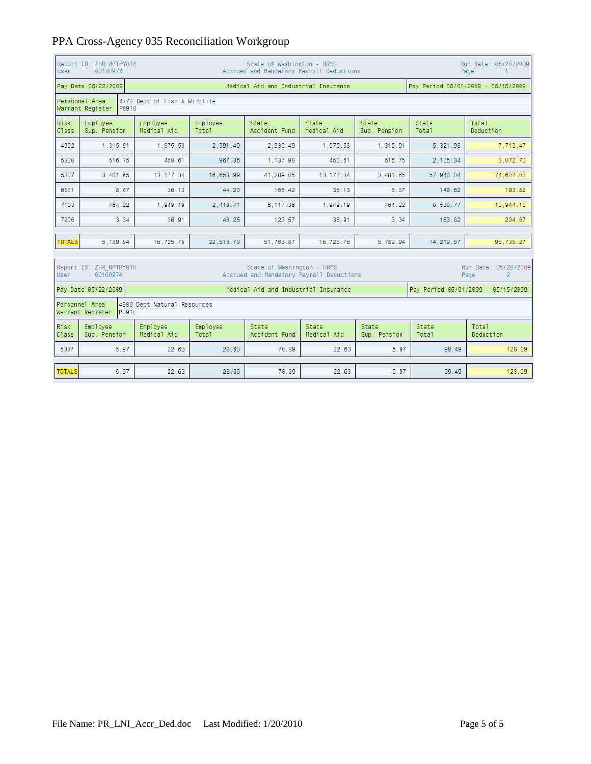PPA Cross-Agency 035 Reconciliation Workgroup

Report ID: ZHR_RPTPY010
User : 00100974

State of Washington - HRMS
Accrued and Mandatory Payroll Deductions

Run Date: 05/20/2009
Page : 1

Pay Date 05/22/2009 | Medical Aid and Industrial Insurance | Pay Period 05/01/2009 - 05/15/2009

Personnel Area: 4770 Dept of Fish & Wildlife
Warrant Register: P0910

| Risk Class | Employee Sup. Pension | Employee Medical Aid | Employee Total | State Accident Fund | State Medical Aid | State Sup. Pension | State Total | Total Deduction |
|---|---|---|---|---|---|---|---|---|
| 4902 | 1,315.91 | 1,075.58 | 2,391.49 | 2,930.49 | 1,075.58 | 1,315.91 | 5,321.98 | 7,713.47 |
| 5300 | 516.75 | 450.61 | 967.36 | 1,137.98 | 450.61 | 516.75 | 2,105.34 | 3,072.70 |
| 5307 | 3,481.65 | 13,177.34 | 16,658.99 | 41,289.05 | 13,177.34 | 3,481.65 | 57,948.04 | 74,607.03 |
| 6801 | 8.07 | 36.13 | 44.20 | 105.42 | 36.13 | 8.07 | 149.62 | 193.82 |
| 7103 | 464.22 | 1,949.19 | 2,413.41 | 6,117.36 | 1,949.19 | 464.22 | 8,530.77 | 10,944.18 |
| 7200 | 3.34 | 36.91 | 40.25 | 123.57 | 36.91 | 3.34 | 163.82 | 204.07 |
| TOTALS | 5,789.94 | 16,725.76 | 22,515.70 | 51,703.87 | 16,725.76 | 5,789.94 | 74,219.57 | 96,735.27 |

Report ID: ZHR_RPTPY010
User : 00100974

State of Washington - HRMS
Accrued and Mandatory Payroll Deductions

Run Date: 05/20/2009
Page : 2

Pay Date 05/22/2009 | Medical Aid and Industrial Insurance | Pay Period 05/01/2009 - 05/15/2009

Personnel Area: 4900 Dept Natural Resources
Warrant Register: P0910

| Risk Class | Employee Sup. Pension | Employee Medical Aid | Employee Total | State Accident Fund | State Medical Aid | State Sup. Pension | State Total | Total Deduction |
|---|---|---|---|---|---|---|---|---|
| 5307 | 5.97 | 22.63 | 28.60 | 70.89 | 22.63 | 5.97 | 99.49 | 128.09 |
| TOTALS | 5.97 | 22.63 | 28.60 | 70.89 | 22.63 | 5.97 | 99.49 | 128.09 |

File Name: PR_LNI_Accr_Ded.doc Last Modified: 1/20/2010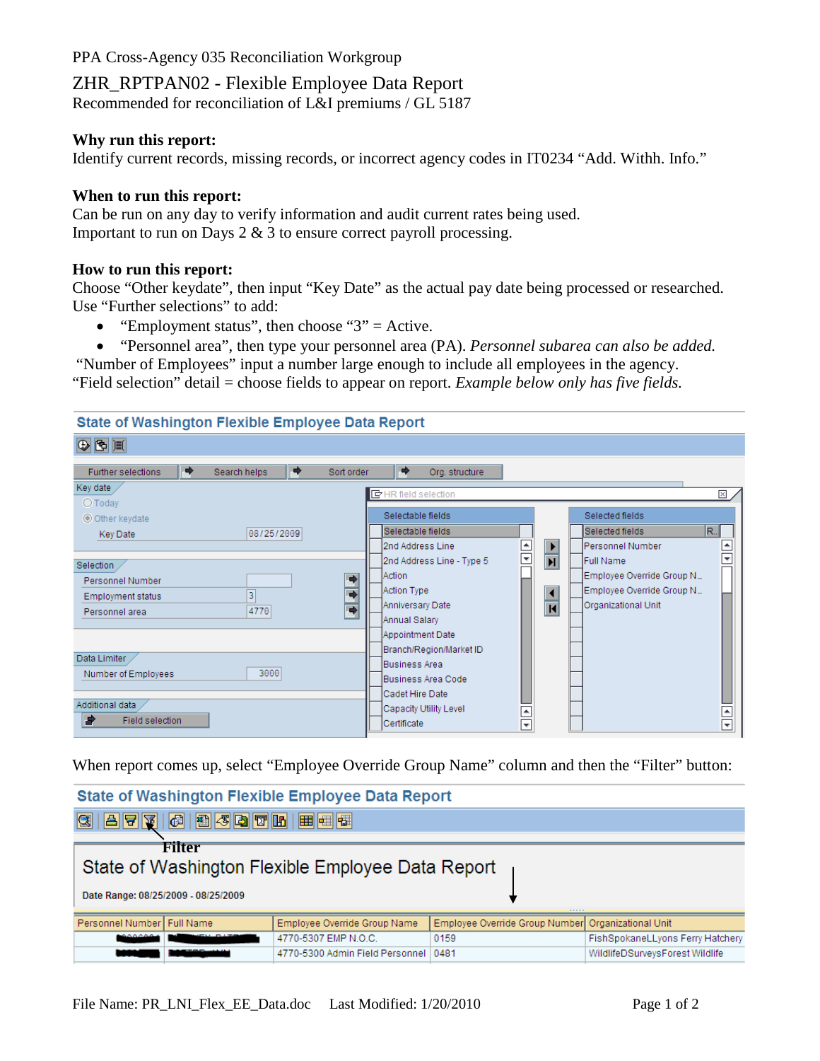PPA Cross-Agency 035 Reconciliation Workgroup

# ZHR_RPTPAN02 - Flexible Employee Data Report

Recommended for reconciliation of L&I premiums / GL 5187

**Why run this report:**
Identify current records, missing records, or incorrect agency codes in IT0234 “Add. Withh. Info.”

**When to run this report:**
Can be run on any day to verify information and audit current rates being used.
Important to run on Days 2 & 3 to ensure correct payroll processing.

**How to run this report:**
Choose “Other keydate”, then input “Key Date” as the actual pay date being processed or researched.
Use “Further selections” to add:

- “Employment status”, then choose “3” = Active.
- “Personnel area”, then type your personnel area (PA). *Personnel subarea can also be added.*

“Number of Employees” input a number large enough to include all employees in the agency.
“Field selection” detail = choose fields to appear on report. *Example below only has five fields.*

State of Washington Flexible Employee Data Report

Further selections | Search helps | Sort order | Org. structure

Key date
- Today
- Other keydate
- Key Date: 08/25/2009

Selection
- Personnel Number:
- Employment status: 3
- Personnel area: 4770

Data Limiter
- Number of Employees: 3000

Additional data
- Field selection

HR field selection

| Selectable fields |
|---|
| 2nd Address Line |
| 2nd Address Line - Type 5 |
| Action |
| Action Type |
| Anniversary Date |
| Annual Salary |
| Appointment Date |
| Branch/Region/Market ID |
| Business Area |
| Business Area Code |
| Cadet Hire Date |
| Capacity Utility Level |
| Certificate |

| Selected fields |
|---|
| Personnel Number |
| Full Name |
| Employee Override Group N... |
| Employee Override Group N... |
| Organizational Unit |

When report comes up, select “Employee Override Group Name” column and then the “Filter” button:

State of Washington Flexible Employee Data Report

**Filter**

State of Washington Flexible Employee Data Report

Date Range: 08/25/2009 - 08/25/2009

| Personnel Number | Full Name | Employee Override Group Name | Employee Override Group Number | Organizational Unit |
|---|---|---|---|---|
| [redacted] | [redacted] | 4770-5307 EMP N.O.C. | 0159 | FishSpokaneLLyons Ferry Hatchery |
| [redacted] | [redacted] | 4770-5300 Admin Field Personnel | 0481 | WildlifeDSurveysForest Wildlife |

File Name: PR_LNI_Flex_EE_Data.doc Last Modified: 1/20/2010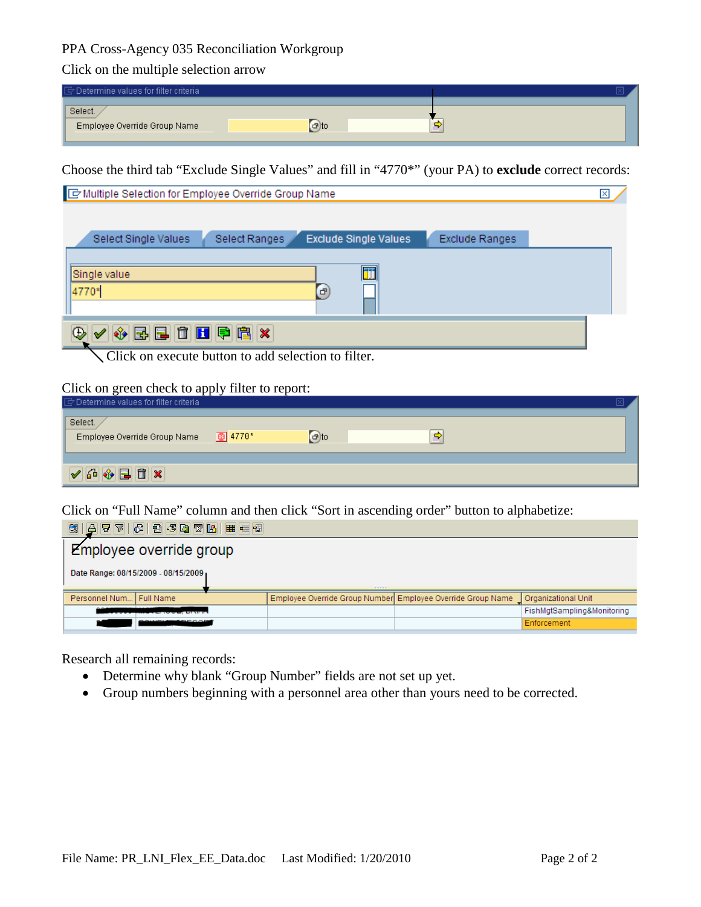PPA Cross-Agency 035 Reconciliation Workgroup

Click on the multiple selection arrow

Choose the third tab "Exclude Single Values" and fill in "4770*" (your PA) to **exclude** correct records:

Click on execute button to add selection to filter.

Click on green check to apply filter to report:

Click on "Full Name" column and then click "Sort in ascending order" button to alphabetize:

Research all remaining records:

- Determine why blank "Group Number" fields are not set up yet.
- Group numbers beginning with a personnel area other than yours need to be corrected.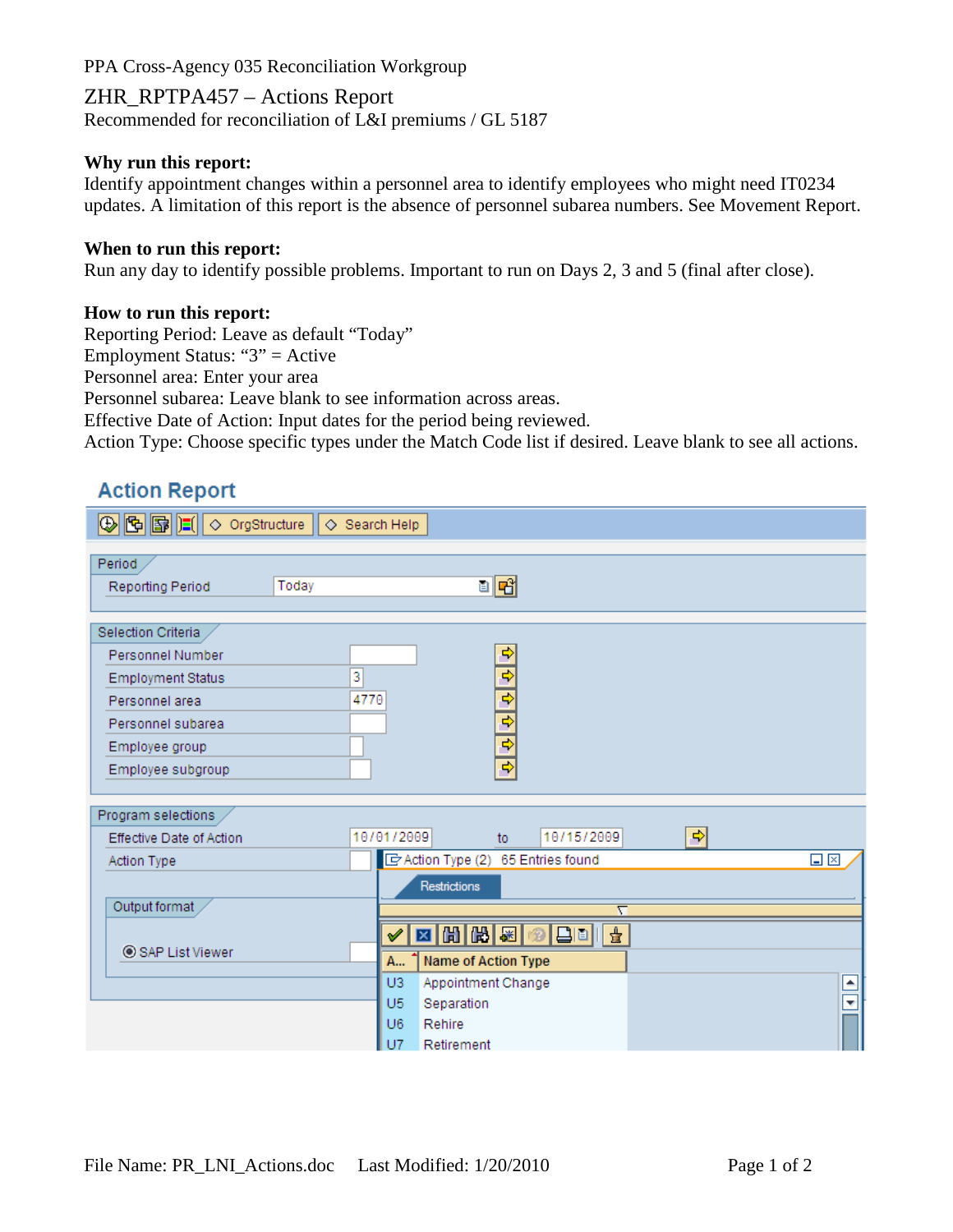PPA Cross-Agency 035 Reconciliation Workgroup

# ZHR_RPTPA457 – Actions Report

Recommended for reconciliation of L&I premiums / GL 5187

**Why run this report:**
Identify appointment changes within a personnel area to identify employees who might need IT0234 updates. A limitation of this report is the absence of personnel subarea numbers. See Movement Report.

**When to run this report:**
Run any day to identify possible problems. Important to run on Days 2, 3 and 5 (final after close).

**How to run this report:**
Reporting Period: Leave as default "Today"
Employment Status: "3" = Active
Personnel area: Enter your area
Personnel subarea: Leave blank to see information across areas.
Effective Date of Action: Input dates for the period being reviewed.
Action Type: Choose specific types under the Match Code list if desired. Leave blank to see all actions.

**Action Report**

OrgStructure | Search Help

**Period**

Reporting Period: Today

**Selection Criteria**

| Field | Value |
|---|---|
| Personnel Number | |
| Employment Status | 3 |
| Personnel area | 4770 |
| Personnel subarea | |
| Employee group | |
| Employee subgroup | |

**Program selections**

Effective Date of Action: 10/01/2009 to 10/15/2009
Action Type

**Output format**

SAP List Viewer

Action Type (2) 65 Entries found

Restrictions

| A... | Name of Action Type |
|---|---|
| U3 | Appointment Change |
| U5 | Separation |
| U6 | Rehire |
| U7 | Retirement |

File Name: PR_LNI_Actions.doc Last Modified: 1/20/2010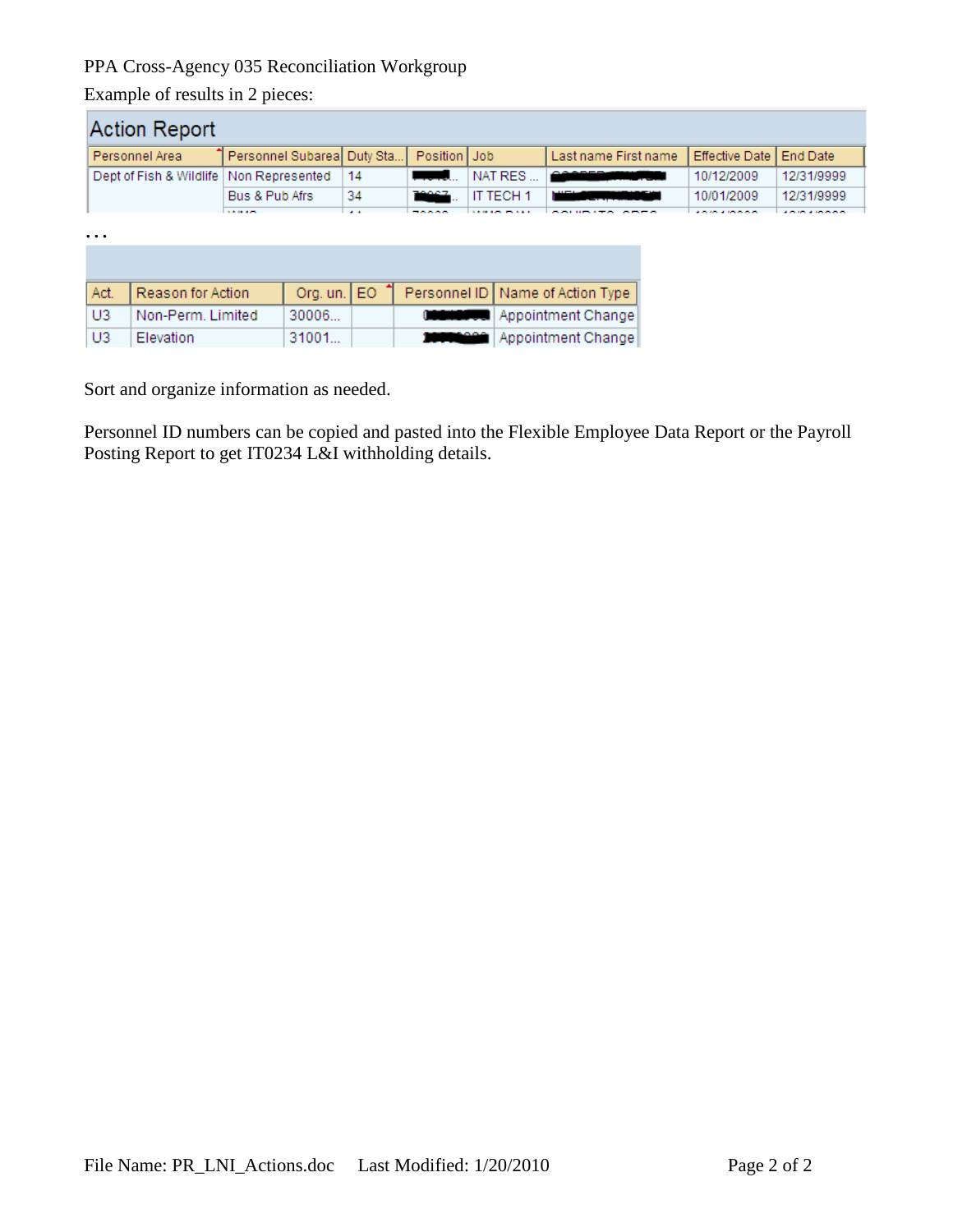PPA Cross-Agency 035 Reconciliation Workgroup

Example of results in 2 pieces:

**Action Report**

| Personnel Area | Personnel Subarea | Duty Sta... | Position | Job | Last name First name | Effective Date | End Date |
|---|---|---|---|---|---|---|---|
| Dept of Fish & Wildlife | Non Represented | 14 | | NAT RES ... | | 10/12/2009 | 12/31/9999 |
| | Bus & Pub Afrs | 34 | | IT TECH 1 | | 10/01/2009 | 12/31/9999 |

…

| Act. | Reason for Action | Org. un. | EO | Personnel ID | Name of Action Type |
|---|---|---|---|---|---|
| U3 | Non-Perm. Limited | 30006... | | | Appointment Change |
| U3 | Elevation | 31001... | | | Appointment Change |

Sort and organize information as needed.

Personnel ID numbers can be copied and pasted into the Flexible Employee Data Report or the Payroll Posting Report to get IT0234 L&I withholding details.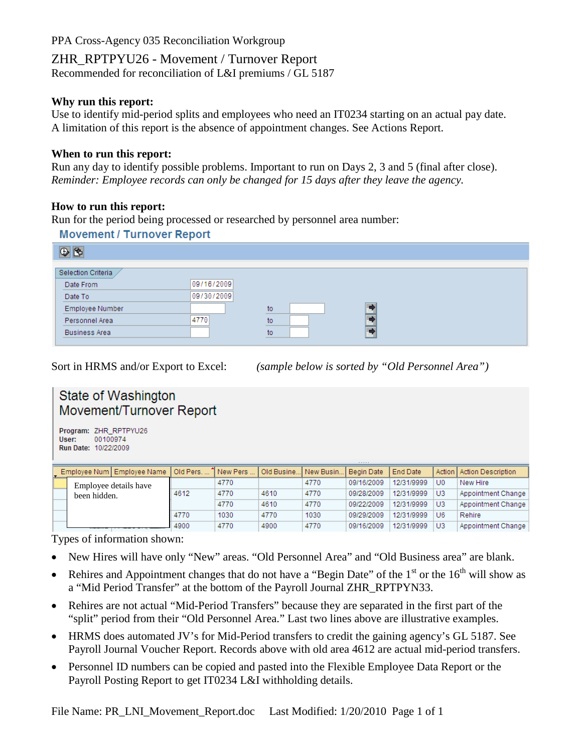PPA Cross-Agency 035 Reconciliation Workgroup

# ZHR_RPTPYU26 - Movement / Turnover Report

Recommended for reconciliation of L&I premiums / GL 5187

**Why run this report:**
Use to identify mid-period splits and employees who need an IT0234 starting on an actual pay date. A limitation of this report is the absence of appointment changes. See Actions Report.

**When to run this report:**
Run any day to identify possible problems. Important to run on Days 2, 3 and 5 (final after close).
*Reminder: Employee records can only be changed for 15 days after they leave the agency.*

**How to run this report:**
Run for the period being processed or researched by personnel area number:

**Movement / Turnover Report**

Selection Criteria

| Field | From | to | To |
|---|---|---|---|
| Date From | 09/16/2009 | | |
| Date To | 09/30/2009 | | |
| Employee Number | | to | |
| Personnel Area | 4770 | to | |
| Business Area | | to | |

Sort in HRMS and/or Export to Excel: *(sample below is sorted by "Old Personnel Area")*

State of Washington
Movement/Turnover Report

**Program:** ZHR_RPTPYU26
**User:** 00100974
**Run Date:** 10/22/2009

| Employee Num | Employee Name | Old Pers. ... | New Pers ... | Old Busine... | New Busin... | Begin Date | End Date | Action | Action Description |
|---|---|---|---|---|---|---|---|---|---|
| Employee details have been hidden. | | | 4770 | | 4770 | 09/16/2009 | 12/31/9999 | U0 | New Hire |
| | | 4612 | 4770 | 4610 | 4770 | 09/28/2009 | 12/31/9999 | U3 | Appointment Change |
| | | | 4770 | 4610 | 4770 | 09/22/2009 | 12/31/9999 | U3 | Appointment Change |
| | | 4770 | 1030 | 4770 | 1030 | 09/29/2009 | 12/31/9999 | U6 | Rehire |
| | | 4900 | 4770 | 4900 | 4770 | 09/16/2009 | 12/31/9999 | U3 | Appointment Change |

Types of information shown:

- New Hires will have only "New" areas. "Old Personnel Area" and "Old Business area" are blank.
- Rehires and Appointment changes that do not have a "Begin Date" of the 1st or the 16th will show as a "Mid Period Transfer" at the bottom of the Payroll Journal ZHR_RPTPYN33.
- Rehires are not actual "Mid-Period Transfers" because they are separated in the first part of the "split" period from their "Old Personnel Area." Last two lines above are illustrative examples.
- HRMS does automated JV's for Mid-Period transfers to credit the gaining agency's GL 5187. See Payroll Journal Voucher Report. Records above with old area 4612 are actual mid-period transfers.
- Personnel ID numbers can be copied and pasted into the Flexible Employee Data Report or the Payroll Posting Report to get IT0234 L&I withholding details.

File Name: PR_LNI_Movement_Report.doc Last Modified: 1/20/2010